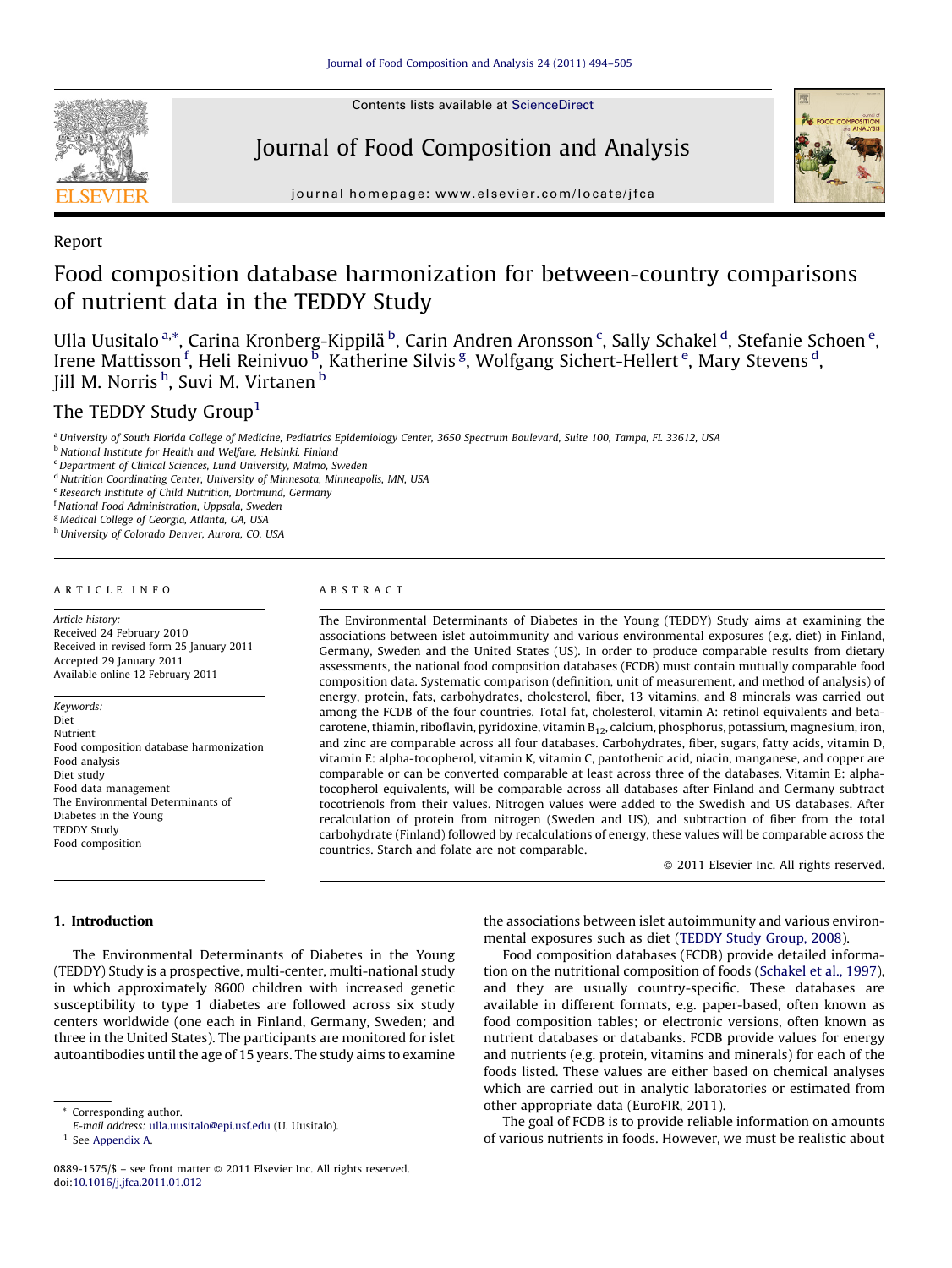Contents lists available at ScienceDirect

# Journal of Food Composition and Analysis

journal homepage: www.elsevier.com/locate/jfca

Report

# Food composition database harmonization for between-country comparisons of nutrient data in the TEDDY Study

Ulla Uusitalo[a,*], Carina Kronberg-Kippilä[b], Carin Andren Aronsson[c], Sally Schakel[d], Stefanie Schoen[e], Irene Mattisson[f], Heli Reinivuo[b], Katherine Silvis[g], Wolfgang Sichert-Hellert[e], Mary Stevens[d], Jill M. Norris[h], Suvi M. Virtanen[b]

The TEDDY Study Group[1]

[a] University of South Florida College of Medicine, Pediatrics Epidemiology Center, 3650 Spectrum Boulevard, Suite 100, Tampa, FL 33612, USA
[b] National Institute for Health and Welfare, Helsinki, Finland
[c] Department of Clinical Sciences, Lund University, Malmo, Sweden
[d] Nutrition Coordinating Center, University of Minnesota, Minneapolis, MN, USA
[e] Research Institute of Child Nutrition, Dortmund, Germany
[f] National Food Administration, Uppsala, Sweden
[g] Medical College of Georgia, Atlanta, GA, USA
[h] University of Colorado Denver, Aurora, CO, USA

ARTICLE INFO

*Article history:*
Received 24 February 2010
Received in revised form 25 January 2011
Accepted 29 January 2011
Available online 12 February 2011

*Keywords:*
Diet
Nutrient
Food composition database harmonization
Food analysis
Diet study
Food data management
The Environmental Determinants of Diabetes in the Young
TEDDY Study
Food composition

ABSTRACT

The Environmental Determinants of Diabetes in the Young (TEDDY) Study aims at examining the associations between islet autoimmunity and various environmental exposures (e.g. diet) in Finland, Germany, Sweden and the United States (US). In order to produce comparable results from dietary assessments, the national food composition databases (FCDB) must contain mutually comparable food composition data. Systematic comparison (definition, unit of measurement, and method of analysis) of energy, protein, fats, carbohydrates, cholesterol, fiber, 13 vitamins, and 8 minerals was carried out among the FCDB of the four countries. Total fat, cholesterol, vitamin A: retinol equivalents and beta-carotene, thiamin, riboflavin, pyridoxine, vitamin $B_{12}$, calcium, phosphorus, potassium, magnesium, iron, and zinc are comparable across all four databases. Carbohydrates, fiber, sugars, fatty acids, vitamin D, vitamin E: alpha-tocopherol, vitamin K, vitamin C, pantothenic acid, niacin, manganese, and copper are comparable or can be converted comparable at least across three of the databases. Vitamin E: alpha-tocopherol equivalents, will be comparable across all databases after Finland and Germany subtract tocotrienols from their values. Nitrogen values were added to the Swedish and US databases. After recalculation of protein from nitrogen (Sweden and US), and subtraction of fiber from the total carbohydrate (Finland) followed by recalculations of energy, these values will be comparable across the countries. Starch and folate are not comparable.

© 2011 Elsevier Inc. All rights reserved.

## 1. Introduction

The Environmental Determinants of Diabetes in the Young (TEDDY) Study is a prospective, multi-center, multi-national study in which approximately 8600 children with increased genetic susceptibility to type 1 diabetes are followed across six study centers worldwide (one each in Finland, Germany, Sweden; and three in the United States). The participants are monitored for islet autoantibodies until the age of 15 years. The study aims to examine the associations between islet autoimmunity and various environmental exposures such as diet (TEDDY Study Group, 2008).

Food composition databases (FCDB) provide detailed information on the nutritional composition of foods (Schakel et al., 1997), and they are usually country-specific. These databases are available in different formats, e.g. paper-based, often known as food composition tables; or electronic versions, often known as nutrient databases or databanks. FCDB provide values for energy and nutrients (e.g. protein, vitamins and minerals) for each of the foods listed. These values are either based on chemical analyses which are carried out in analytic laboratories or estimated from other appropriate data (EuroFIR, 2011).

The goal of FCDB is to provide reliable information on amounts of various nutrients in foods. However, we must be realistic about

* Corresponding author.
E-mail address: ulla.uusitalo@epi.usf.edu (U. Uusitalo).
[1] See Appendix A.

0889-1575/$ – see front matter © 2011 Elsevier Inc. All rights reserved.
doi:10.1016/j.jfca.2011.01.012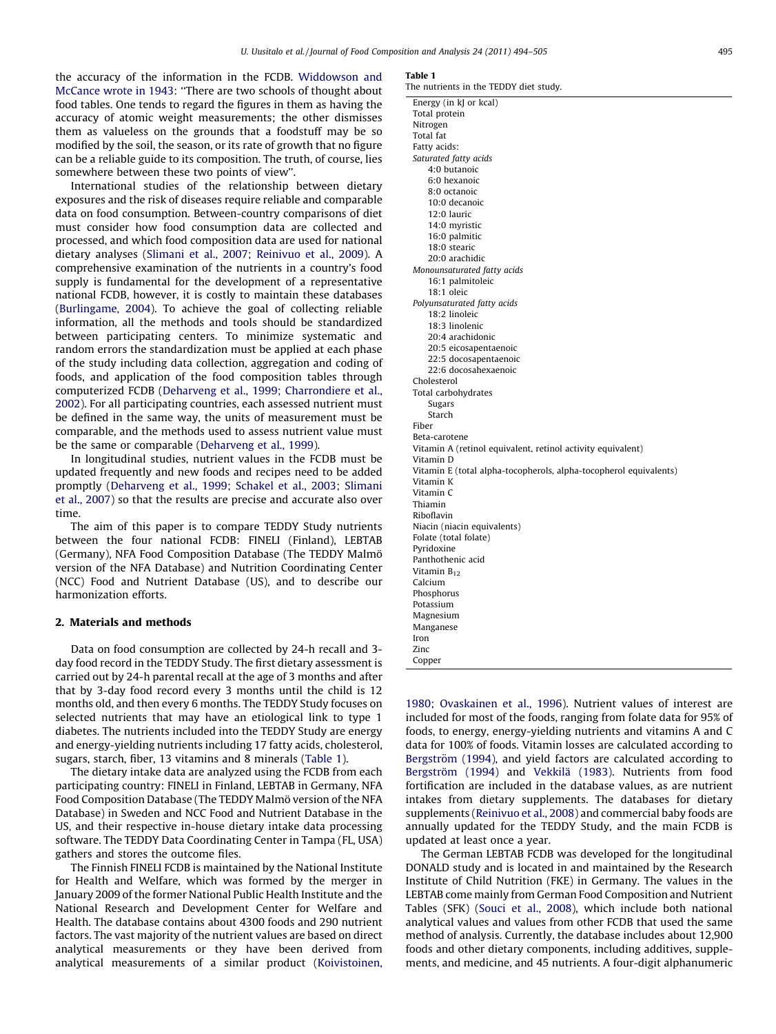the accuracy of the information in the FCDB. Widdowson and McCance wrote in 1943: "There are two schools of thought about food tables. One tends to regard the figures in them as having the accuracy of atomic weight measurements; the other dismisses them as valueless on the grounds that a foodstuff may be so modified by the soil, the season, or its rate of growth that no figure can be a reliable guide to its composition. The truth, of course, lies somewhere between these two points of view".

International studies of the relationship between dietary exposures and the risk of diseases require reliable and comparable data on food consumption. Between-country comparisons of diet must consider how food consumption data are collected and processed, and which food composition data are used for national dietary analyses (Slimani et al., 2007; Reinivuo et al., 2009). A comprehensive examination of the nutrients in a country's food supply is fundamental for the development of a representative national FCDB, however, it is costly to maintain these databases (Burlingame, 2004). To achieve the goal of collecting reliable information, all the methods and tools should be standardized between participating centers. To minimize systematic and random errors the standardization must be applied at each phase of the study including data collection, aggregation and coding of foods, and application of the food composition tables through computerized FCDB (Deharveng et al., 1999; Charrondiere et al., 2002). For all participating countries, each assessed nutrient must be defined in the same way, the units of measurement must be comparable, and the methods used to assess nutrient value must be the same or comparable (Deharveng et al., 1999).

In longitudinal studies, nutrient values in the FCDB must be updated frequently and new foods and recipes need to be added promptly (Deharveng et al., 1999; Schakel et al., 2003; Slimani et al., 2007) so that the results are precise and accurate also over time.

The aim of this paper is to compare TEDDY Study nutrients between the four national FCDB: FINELI (Finland), LEBTAB (Germany), NFA Food Composition Database (The TEDDY Malmö version of the NFA Database) and Nutrition Coordinating Center (NCC) Food and Nutrient Database (US), and to describe our harmonization efforts.

## 2. Materials and methods

Data on food consumption are collected by 24-h recall and 3-day food record in the TEDDY Study. The first dietary assessment is carried out by 24-h parental recall at the age of 3 months and after that by 3-day food record every 3 months until the child is 12 months old, and then every 6 months. The TEDDY Study focuses on selected nutrients that may have an etiological link to type 1 diabetes. The nutrients included into the TEDDY Study are energy and energy-yielding nutrients including 17 fatty acids, cholesterol, sugars, starch, fiber, 13 vitamins and 8 minerals (Table 1).

The dietary intake data are analyzed using the FCDB from each participating country: FINELI in Finland, LEBTAB in Germany, NFA Food Composition Database (The TEDDY Malmö version of the NFA Database) in Sweden and NCC Food and Nutrient Database in the US, and their respective in-house dietary intake data processing software. The TEDDY Data Coordinating Center in Tampa (FL, USA) gathers and stores the outcome files.

The Finnish FINELI FCDB is maintained by the National Institute for Health and Welfare, which was formed by the merger in January 2009 of the former National Public Health Institute and the National Research and Development Center for Welfare and Health. The database contains about 4300 foods and 290 nutrient factors. The vast majority of the nutrient values are based on direct analytical measurements or they have been derived from analytical measurements of a similar product (Koivistoinen, 1980; Ovaskainen et al., 1996). Nutrient values of interest are included for most of the foods, ranging from folate data for 95% of foods, to energy, energy-yielding nutrients and vitamins A and C data for 100% of foods. Vitamin losses are calculated according to Bergström (1994), and yield factors are calculated according to Bergström (1994) and Vekkilä (1983). Nutrients from food fortification are included in the database values, as are nutrient intakes from dietary supplements. The databases for dietary supplements (Reinivuo et al., 2008) and commercial baby foods are annually updated for the TEDDY Study, and the main FCDB is updated at least once a year.

The German LEBTAB FCDB was developed for the longitudinal DONALD study and is located in and maintained by the Research Institute of Child Nutrition (FKE) in Germany. The values in the LEBTAB come mainly from German Food Composition and Nutrient Tables (SFK) (Souci et al., 2008), which include both national analytical values and values from other FCDB that used the same method of analysis. Currently, the database includes about 12,900 foods and other dietary components, including additives, supplements, and medicine, and 45 nutrients. A four-digit alphanumeric

**Table 1**
The nutrients in the TEDDY diet study.

| |
|---|
| Energy (in kJ or kcal) |
| Total protein |
| Nitrogen |
| Total fat |
| Fatty acids: |
| *Saturated fatty acids* |
| 4:0 butanoic |
| 6:0 hexanoic |
| 8:0 octanoic |
| 10:0 decanoic |
| 12:0 lauric |
| 14:0 myristic |
| 16:0 palmitic |
| 18:0 stearic |
| 20:0 arachidic |
| *Monounsaturated fatty acids* |
| 16:1 palmitoleic |
| 18:1 oleic |
| *Polyunsaturated fatty acids* |
| 18:2 linoleic |
| 18:3 linolenic |
| 20:4 arachidonic |
| 20:5 eicosapentaenoic |
| 22:5 docosapentaenoic |
| 22:6 docosahexaenoic |
| Cholesterol |
| Total carbohydrates |
| Sugars |
| Starch |
| Fiber |
| Beta-carotene |
| Vitamin A (retinol equivalent, retinol activity equivalent) |
| Vitamin D |
| Vitamin E (total alpha-tocopherols, alpha-tocopherol equivalents) |
| Vitamin K |
| Vitamin C |
| Thiamin |
| Riboflavin |
| Niacin (niacin equivalents) |
| Folate (total folate) |
| Pyridoxine |
| Panthothenic acid |
| Vitamin $B_{12}$ |
| Calcium |
| Phosphorus |
| Potassium |
| Magnesium |
| Manganese |
| Iron |
| Zinc |
| Copper |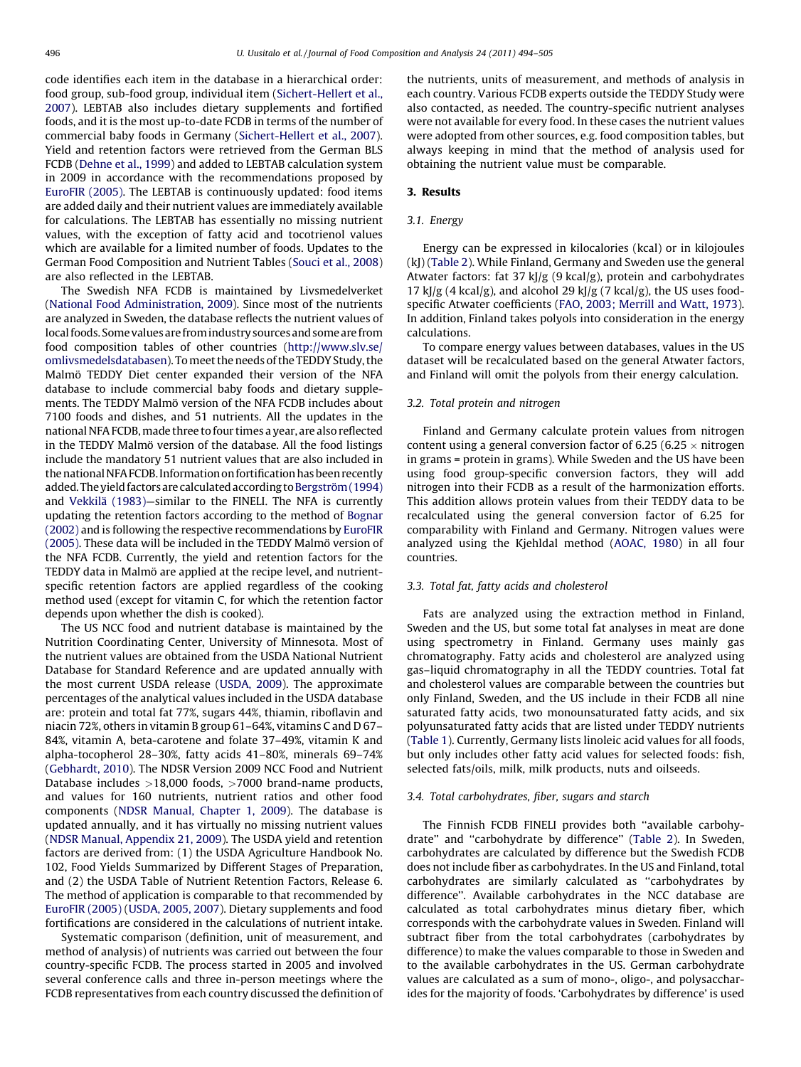code identifies each item in the database in a hierarchical order: food group, sub-food group, individual item (Sichert-Hellert et al., 2007). LEBTAB also includes dietary supplements and fortified foods, and it is the most up-to-date FCDB in terms of the number of commercial baby foods in Germany (Sichert-Hellert et al., 2007). Yield and retention factors were retrieved from the German BLS FCDB (Dehne et al., 1999) and added to LEBTAB calculation system in 2009 in accordance with the recommendations proposed by EuroFIR (2005). The LEBTAB is continuously updated: food items are added daily and their nutrient values are immediately available for calculations. The LEBTAB has essentially no missing nutrient values, with the exception of fatty acid and tocotrienol values which are available for a limited number of foods. Updates to the German Food Composition and Nutrient Tables (Souci et al., 2008) are also reflected in the LEBTAB.

The Swedish NFA FCDB is maintained by Livsmedelverket (National Food Administration, 2009). Since most of the nutrients are analyzed in Sweden, the database reflects the nutrient values of local foods. Some values are from industry sources and some are from food composition tables of other countries (http://www.slv.se/omlivsmedelsdatabasen). To meet the needs of the TEDDY Study, the Malmö TEDDY Diet center expanded their version of the NFA database to include commercial baby foods and dietary supplements. The TEDDY Malmö version of the NFA FCDB includes about 7100 foods and dishes, and 51 nutrients. All the updates in the national NFA FCDB, made three to four times a year, are also reflected in the TEDDY Malmö version of the database. All the food listings include the mandatory 51 nutrient values that are also included in the national NFA FCDB. Information on fortification has been recently added. The yield factors are calculated according to Bergström (1994) and Vekkilä (1983)—similar to the FINELI. The NFA is currently updating the retention factors according to the method of Bognar (2002) and is following the respective recommendations by EuroFIR (2005). These data will be included in the TEDDY Malmö version of the NFA FCDB. Currently, the yield and retention factors for the TEDDY data in Malmö are applied at the recipe level, and nutrient-specific retention factors are applied regardless of the cooking method used (except for vitamin C, for which the retention factor depends upon whether the dish is cooked).

The US NCC food and nutrient database is maintained by the Nutrition Coordinating Center, University of Minnesota. Most of the nutrient values are obtained from the USDA National Nutrient Database for Standard Reference and are updated annually with the most current USDA release (USDA, 2009). The approximate percentages of the analytical values included in the USDA database are: protein and total fat 77%, sugars 44%, thiamin, riboflavin and niacin 72%, others in vitamin B group 61–64%, vitamins C and D 67–84%, vitamin A, beta-carotene and folate 37–49%, vitamin K and alpha-tocopherol 28–30%, fatty acids 41–80%, minerals 69–74% (Gebhardt, 2010). The NDSR Version 2009 NCC Food and Nutrient Database includes >18,000 foods, >7000 brand-name products, and values for 160 nutrients, nutrient ratios and other food components (NDSR Manual, Chapter 1, 2009). The database is updated annually, and it has virtually no missing nutrient values (NDSR Manual, Appendix 21, 2009). The USDA yield and retention factors are derived from: (1) the USDA Agriculture Handbook No. 102, Food Yields Summarized by Different Stages of Preparation, and (2) the USDA Table of Nutrient Retention Factors, Release 6. The method of application is comparable to that recommended by EuroFIR (2005) (USDA, 2005, 2007). Dietary supplements and food fortifications are considered in the calculations of nutrient intake.

Systematic comparison (definition, unit of measurement, and method of analysis) of nutrients was carried out between the four country-specific FCDB. The process started in 2005 and involved several conference calls and three in-person meetings where the FCDB representatives from each country discussed the definition of the nutrients, units of measurement, and methods of analysis in each country. Various FCDB experts outside the TEDDY Study were also contacted, as needed. The country-specific nutrient analyses were not available for every food. In these cases the nutrient values were adopted from other sources, e.g. food composition tables, but always keeping in mind that the method of analysis used for obtaining the nutrient value must be comparable.

## 3. Results

### 3.1. Energy

Energy can be expressed in kilocalories (kcal) or in kilojoules (kJ) (Table 2). While Finland, Germany and Sweden use the general Atwater factors: fat 37 kJ/g (9 kcal/g), protein and carbohydrates 17 kJ/g (4 kcal/g), and alcohol 29 kJ/g (7 kcal/g), the US uses food-specific Atwater coefficients (FAO, 2003; Merrill and Watt, 1973). In addition, Finland takes polyols into consideration in the energy calculations.

To compare energy values between databases, values in the US dataset will be recalculated based on the general Atwater factors, and Finland will omit the polyols from their energy calculation.

### 3.2. Total protein and nitrogen

Finland and Germany calculate protein values from nitrogen content using a general conversion factor of 6.25 ($6.25 \times$ nitrogen in grams = protein in grams). While Sweden and the US have been using food group-specific conversion factors, they will add nitrogen into their FCDB as a result of the harmonization efforts. This addition allows protein values from their TEDDY data to be recalculated using the general conversion factor of 6.25 for comparability with Finland and Germany. Nitrogen values were analyzed using the Kjehldal method (AOAC, 1980) in all four countries.

### 3.3. Total fat, fatty acids and cholesterol

Fats are analyzed using the extraction method in Finland, Sweden and the US, but some total fat analyses in meat are done using spectrometry in Finland. Germany uses mainly gas chromatography. Fatty acids and cholesterol are analyzed using gas–liquid chromatography in all the TEDDY countries. Total fat and cholesterol values are comparable between the countries but only Finland, Sweden, and the US include in their FCDB all nine saturated fatty acids, two monounsaturated fatty acids, and six polyunsaturated fatty acids that are listed under TEDDY nutrients (Table 1). Currently, Germany lists linoleic acid values for all foods, but only includes other fatty acid values for selected foods: fish, selected fats/oils, milk, milk products, nuts and oilseeds.

### 3.4. Total carbohydrates, fiber, sugars and starch

The Finnish FCDB FINELI provides both ''available carbohydrate'' and ''carbohydrate by difference'' (Table 2). In Sweden, carbohydrates are calculated by difference but the Swedish FCDB does not include fiber as carbohydrates. In the US and Finland, total carbohydrates are similarly calculated as ''carbohydrates by difference''. Available carbohydrates in the NCC database are calculated as total carbohydrates minus dietary fiber, which corresponds with the carbohydrate values in Sweden. Finland will subtract fiber from the total carbohydrates (carbohydrates by difference) to make the values comparable to those in Sweden and to the available carbohydrates in the US. German carbohydrate values are calculated as a sum of mono-, oligo-, and polysaccharides for the majority of foods. 'Carbohydrates by difference' is used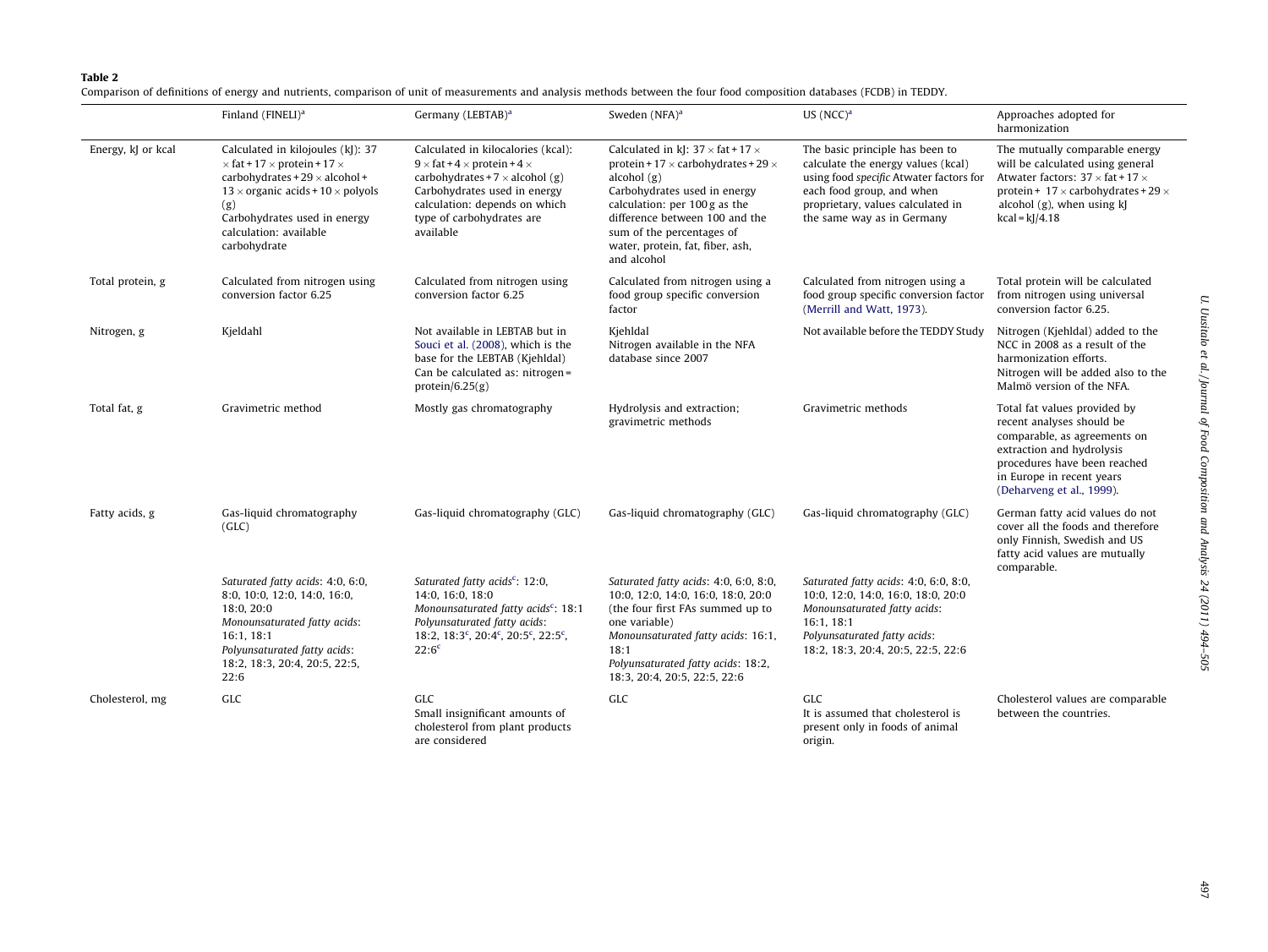**Table 2**
Comparison of definitions of energy and nutrients, comparison of unit of measurements and analysis methods between the four food composition databases (FCDB) in TEDDY.

| | Finland (FINELI)[a] | Germany (LEBTAB)[a] | Sweden (NFA)[a] | US (NCC)[a] | Approaches adopted for harmonization |
|---|---|---|---|---|---|
| Energy, kJ or kcal | Calculated in kilojoules (kJ): 37 × fat + 17 × protein + 17 × carbohydrates + 29 × alcohol + 13 × organic acids + 10 × polyols (g)<br>Carbohydrates used in energy calculation: available carbohydrate | Calculated in kilocalories (kcal): 9 × fat + 4 × protein + 4 × carbohydrates + 7 × alcohol (g)<br>Carbohydrates used in energy calculation: depends on which type of carbohydrates are available | Calculated in kJ: 37 × fat + 17 × protein + 17 × carbohydrates + 29 × alcohol (g)<br>Carbohydrates used in energy calculation: per 100 g as the difference between 100 and the sum of the percentages of water, protein, fat, fiber, ash, and alcohol | The basic principle has been to calculate the energy values (kcal) using food *specific* Atwater factors for each food group, and when proprietary, values calculated in the same way as in Germany | The mutually comparable energy will be calculated using general Atwater factors: 37 × fat + 17 × protein + 17 × carbohydrates + 29 × alcohol (g), when using kJ kcal = kJ/4.18 |
| Total protein, g | Calculated from nitrogen using conversion factor 6.25 | Calculated from nitrogen using conversion factor 6.25 | Calculated from nitrogen using a food group specific conversion factor | Calculated from nitrogen using a food group specific conversion factor (Merrill and Watt, 1973). | Total protein will be calculated from nitrogen using universal conversion factor 6.25. |
| Nitrogen, g | Kjeldahl | Not available in LEBTAB but in Souci et al. (2008), which is the base for the LEBTAB (Kjehldal)<br>Can be calculated as: nitrogen = protein/6.25(g) | Kjehldal<br>Nitrogen available in the NFA database since 2007 | Not available before the TEDDY Study | Nitrogen (Kjehldal) added to the NCC in 2008 as a result of the harmonization efforts.<br>Nitrogen will be added also to the Malmö version of the NFA. |
| Total fat, g | Gravimetric method | Mostly gas chromatography | Hydrolysis and extraction; gravimetric methods | Gravimetric methods | Total fat values provided by recent analyses should be comparable, as agreements on extraction and hydrolysis procedures have been reached in Europe in recent years (Deharveng et al., 1999). |
| Fatty acids, g | Gas-liquid chromatography (GLC) | Gas-liquid chromatography (GLC) | Gas-liquid chromatography (GLC) | Gas-liquid chromatography (GLC) | German fatty acid values do not cover all the foods and therefore only Finnish, Swedish and US fatty acid values are mutually comparable. |
| | *Saturated fatty acids*: 4:0, 6:0, 8:0, 10:0, 12:0, 14:0, 16:0, 18:0, 20:0<br>*Monounsaturated fatty acids*: 16:1, 18:1<br>*Polyunsaturated fatty acids*: 18:2, 18:3, 20:4, 20:5, 22:5, 22:6 | *Saturated fatty acids*[c]: 12:0, 14:0, 16:0, 18:0<br>*Monounsaturated fatty acids*[c]: 18:1<br>*Polyunsaturated fatty acids*: 18:2, 18:3[c], 20:4[c], 20:5[c], 22:5[c], 22:6[c] | *Saturated fatty acids*: 4:0, 6:0, 8:0, 10:0, 12:0, 14:0, 16:0, 18:0, 20:0 (the four first FAs summed up to one variable)<br>*Monounsaturated fatty acids*: 16:1, 18:1<br>*Polyunsaturated fatty acids*: 18:2, 18:3, 20:4, 20:5, 22:5, 22:6 | *Saturated fatty acids*: 4:0, 6:0, 8:0, 10:0, 12:0, 14:0, 16:0, 18:0, 20:0<br>*Monounsaturated fatty acids*: 16:1, 18:1<br>*Polyunsaturated fatty acids*: 18:2, 18:3, 20:4, 20:5, 22:5, 22:6 | |
| Cholesterol, mg | GLC | GLC<br>Small insignificant amounts of cholesterol from plant products are considered | GLC | GLC<br>It is assumed that cholesterol is present only in foods of animal origin. | Cholesterol values are comparable between the countries. |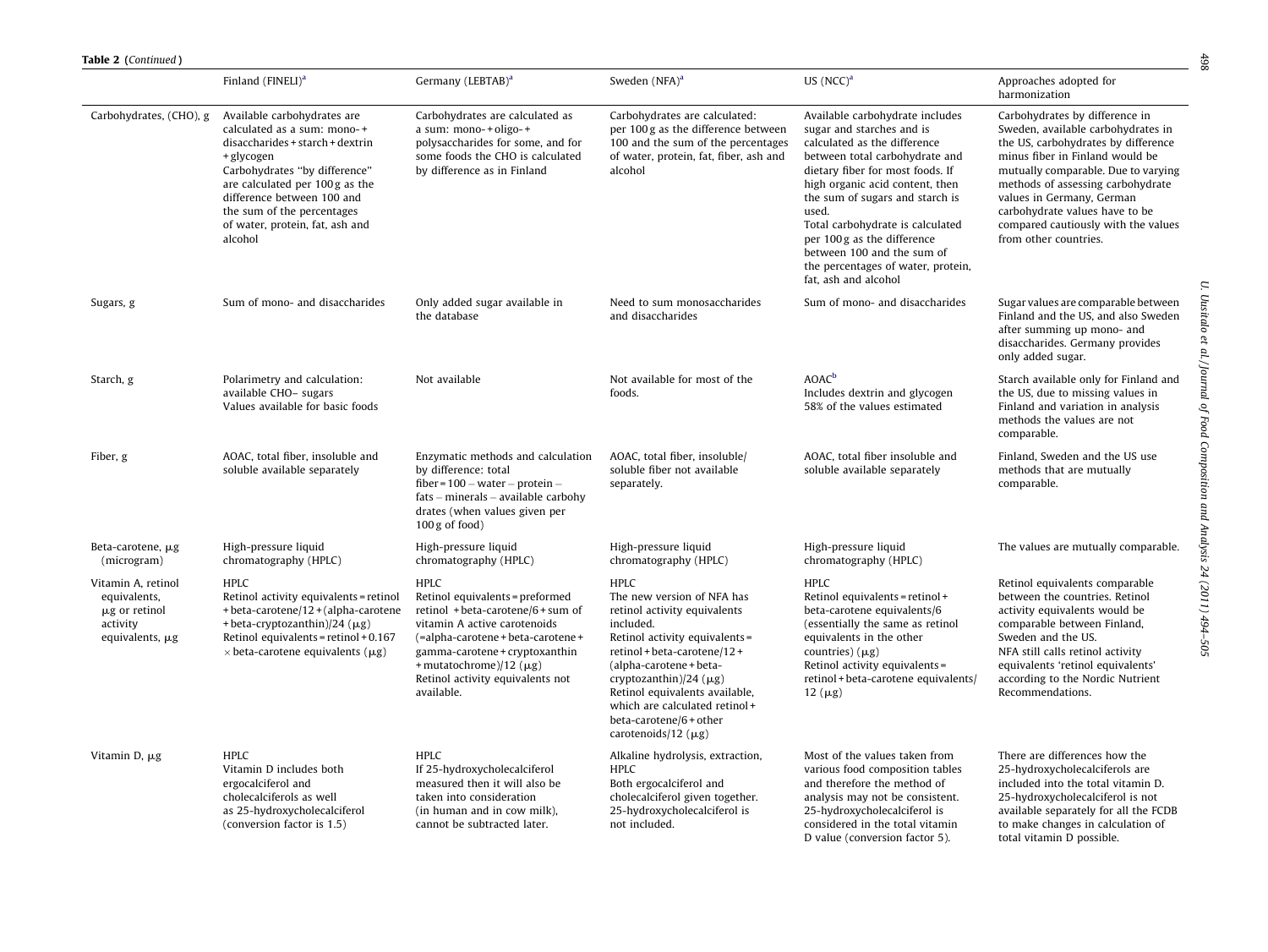**Table 2** (*Continued*)

| | Finland (FINELI)[a] | Germany (LEBTAB)[a] | Sweden (NFA)[a] | US (NCC)[a] | Approaches adopted for harmonization |
|---|---|---|---|---|---|
| Carbohydrates, (CHO), g | Available carbohydrates are calculated as a sum: mono- + disaccharides + starch + dextrin + glycogen<br>Carbohydrates "by difference" are calculated per 100 g as the difference between 100 and the sum of the percentages of water, protein, fat, ash and alcohol | Carbohydrates are calculated as a sum: mono- + oligo- + polysaccharides for some, and for some foods the CHO is calculated by difference as in Finland | Carbohydrates are calculated: per 100 g as the difference between 100 and the sum of the percentages of water, protein, fat, fiber, ash and alcohol | Available carbohydrate includes sugar and starches and is calculated as the difference between total carbohydrate and dietary fiber for most foods. If high organic acid content, then the sum of sugars and starch is used.<br>Total carbohydrate is calculated per 100 g as the difference between 100 and the sum of the percentages of water, protein, fat, ash and alcohol | Carbohydrates by difference in Sweden, available carbohydrates in the US, carbohydrates by difference minus fiber in Finland would be mutually comparable. Due to varying methods of assessing carbohydrate values in Germany, German carbohydrate values have to be compared cautiously with the values from other countries. |
| Sugars, g | Sum of mono- and disaccharides | Only added sugar available in the database | Need to sum monosaccharides and disaccharides | Sum of mono- and disaccharides | Sugar values are comparable between Finland and the US, and also Sweden after summing up mono- and disaccharides. Germany provides only added sugar. |
| Starch, g | Polarimetry and calculation: available CHO– sugars<br>Values available for basic foods | Not available | Not available for most of the foods. | AOAC[b]<br>Includes dextrin and glycogen<br>58% of the values estimated | Starch available only for Finland and the US, due to missing values in Finland and variation in analysis methods the values are not comparable. |
| Fiber, g | AOAC, total fiber, insoluble and soluble available separately | Enzymatic methods and calculation by difference: total fiber = 100 − water − protein − fats − minerals − available carbohy drates (when values given per 100 g of food) | AOAC, total fiber, insoluble/ soluble fiber not available separately. | AOAC, total fiber insoluble and soluble available separately | Finland, Sweden and the US use methods that are mutually comparable. |
| Beta-carotene, μg (microgram) | High-pressure liquid chromatography (HPLC) | High-pressure liquid chromatography (HPLC) | High-pressure liquid chromatography (HPLC) | High-pressure liquid chromatography (HPLC) | The values are mutually comparable. |
| Vitamin A, retinol equivalents, μg or retinol activity equivalents, μg | HPLC<br>Retinol activity equivalents = retinol + beta-carotene/12 + (alpha-carotene + beta-cryptozanthin)/24 (μg)<br>Retinol equivalents = retinol + 0.167 × beta-carotene equivalents (μg) | HPLC<br>Retinol equivalents = preformed retinol + beta-carotene/6 + sum of vitamin A active carotenoids (=alpha-carotene + beta-carotene + gamma-carotene + cryptoxanthin + mutatochrome)/12 (μg)<br>Retinol activity equivalents not available. | HPLC<br>The new version of NFA has retinol activity equivalents included.<br>Retinol activity equivalents = retinol + beta-carotene/12 + (alpha-carotene + beta-cryptozanthin)/24 (μg)<br>Retinol equivalents available, which are calculated retinol + beta-carotene/6 + other carotenoids/12 (μg) | HPLC<br>Retinol equivalents = retinol + beta-carotene equivalents/6 (essentially the same as retinol equivalents in the other countries) (μg)<br>Retinol activity equivalents = retinol + beta-carotene equivalents/ 12 (μg) | Retinol equivalents comparable between the countries. Retinol activity equivalents would be comparable between Finland, Sweden and the US.<br>NFA still calls retinol activity equivalents 'retinol equivalents' according to the Nordic Nutrient Recommendations. |
| Vitamin D, μg | HPLC<br>Vitamin D includes both ergocalciferol and cholecalciferols as well as 25-hydroxycholecalciferol (conversion factor is 1.5) | HPLC<br>If 25-hydroxycholecalciferol measured then it will also be taken into consideration (in human and in cow milk), cannot be subtracted later. | Alkaline hydrolysis, extraction, HPLC<br>Both ergocalciferol and cholecalciferol given together. 25-hydroxycholecalciferol is not included. | Most of the values taken from various food composition tables and therefore the method of analysis may not be consistent. 25-hydroxycholecalciferol is considered in the total vitamin D value (conversion factor 5). | There are differences how the 25-hydroxycholecalciferols are included into the total vitamin D. 25-hydroxycholecalciferol is not available separately for all the FCDB to make changes in calculation of total vitamin D possible. |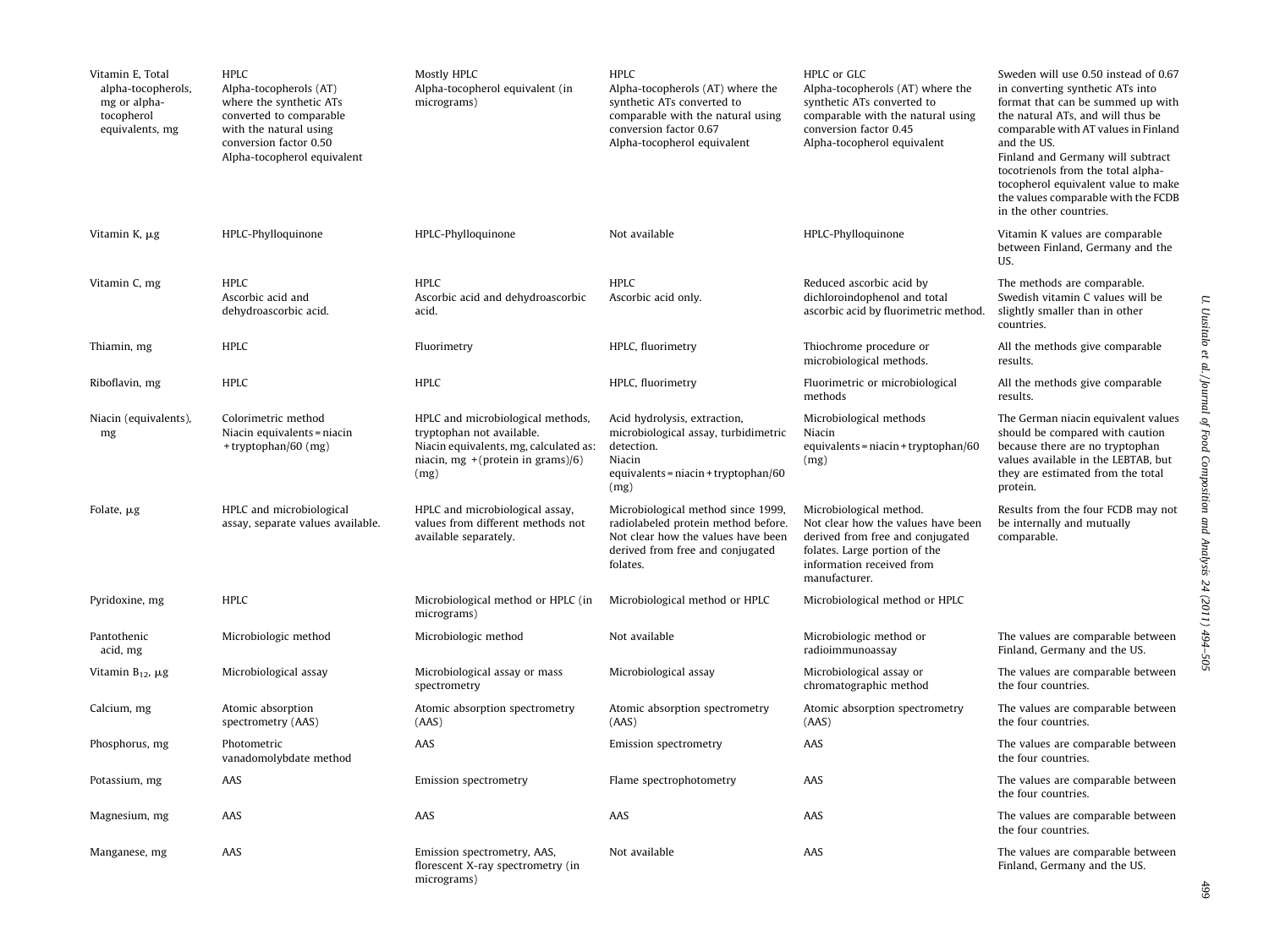| | | | | | |
|---|---|---|---|---|---|
| Vitamin E, Total alpha-tocopherols, mg or alpha-tocopherol equivalents, mg | HPLC<br>Alpha-tocopherols (AT) where the synthetic ATs converted to comparable with the natural using conversion factor 0.50<br>Alpha-tocopherol equivalent | Mostly HPLC<br>Alpha-tocopherol equivalent (in micrograms) | HPLC<br>Alpha-tocopherols (AT) where the synthetic ATs converted to comparable with the natural using conversion factor 0.67<br>Alpha-tocopherol equivalent | HPLC or GLC<br>Alpha-tocopherols (AT) where the synthetic ATs converted to comparable with the natural using conversion factor 0.45<br>Alpha-tocopherol equivalent | Sweden will use 0.50 instead of 0.67 in converting synthetic ATs into format that can be summed up with the natural ATs, and will thus be comparable with AT values in Finland and the US.<br>Finland and Germany will subtract tocotrienols from the total alpha-tocopherol equivalent value to make the values comparable with the FCDB in the other countries. |
| Vitamin K, μg | HPLC-Phylloquinone | HPLC-Phylloquinone | Not available | HPLC-Phylloquinone | Vitamin K values are comparable between Finland, Germany and the US. |
| Vitamin C, mg | HPLC<br>Ascorbic acid and dehydroascorbic acid. | HPLC<br>Ascorbic acid and dehydroascorbic acid. | HPLC<br>Ascorbic acid only. | Reduced ascorbic acid by dichloroindophenol and total ascorbic acid by fluorimetric method. | The methods are comparable. Swedish vitamin C values will be slightly smaller than in other countries. |
| Thiamin, mg | HPLC | Fluorimetry | HPLC, fluorimetry | Thiochrome procedure or microbiological methods. | All the methods give comparable results. |
| Riboflavin, mg | HPLC | HPLC | HPLC, fluorimetry | Fluorimetric or microbiological methods | All the methods give comparable results. |
| Niacin (equivalents), mg | Colorimetric method<br>Niacin equivalents = niacin + tryptophan/60 (mg) | HPLC and microbiological methods, tryptophan not available.<br>Niacin equivalents, mg, calculated as: niacin, mg + (protein in grams)/6) (mg) | Acid hydrolysis, extraction, microbiological assay, turbidimetric detection.<br>Niacin equivalents = niacin + tryptophan/60 (mg) | Microbiological methods<br>Niacin equivalents = niacin + tryptophan/60 (mg) | The German niacin equivalent values should be compared with caution because there are no tryptophan values available in the LEBTAB, but they are estimated from the total protein. |
| Folate, μg | HPLC and microbiological assay, separate values available. | HPLC and microbiological assay, values from different methods not available separately. | Microbiological method since 1999, radiolabeled protein method before. Not clear how the values have been derived from free and conjugated folates. | Microbiological method.<br>Not clear how the values have been derived from free and conjugated folates. Large portion of the information received from manufacturer. | Results from the four FCDB may not be internally and mutually comparable. |
| Pyridoxine, mg | HPLC | Microbiological method or HPLC (in micrograms) | Microbiological method or HPLC | Microbiological method or HPLC | |
| Pantothenic acid, mg | Microbiologic method | Microbiologic method | Not available | Microbiologic method or radioimmunoassay | The values are comparable between Finland, Germany and the US. |
| Vitamin $B_{12}$, μg | Microbiological assay | Microbiological assay or mass spectrometry | Microbiological assay | Microbiological assay or chromatographic method | The values are comparable between the four countries. |
| Calcium, mg | Atomic absorption spectrometry (AAS) | Atomic absorption spectrometry (AAS) | Atomic absorption spectrometry (AAS) | Atomic absorption spectrometry (AAS) | The values are comparable between the four countries. |
| Phosphorus, mg | Photometric vanadomolybdate method | AAS | Emission spectrometry | AAS | The values are comparable between the four countries. |
| Potassium, mg | AAS | Emission spectrometry | Flame spectrophotometry | AAS | The values are comparable between the four countries. |
| Magnesium, mg | AAS | AAS | AAS | AAS | The values are comparable between the four countries. |
| Manganese, mg | AAS | Emission spectrometry, AAS, florescent X-ray spectrometry (in micrograms) | Not available | AAS | The values are comparable between Finland, Germany and the US. |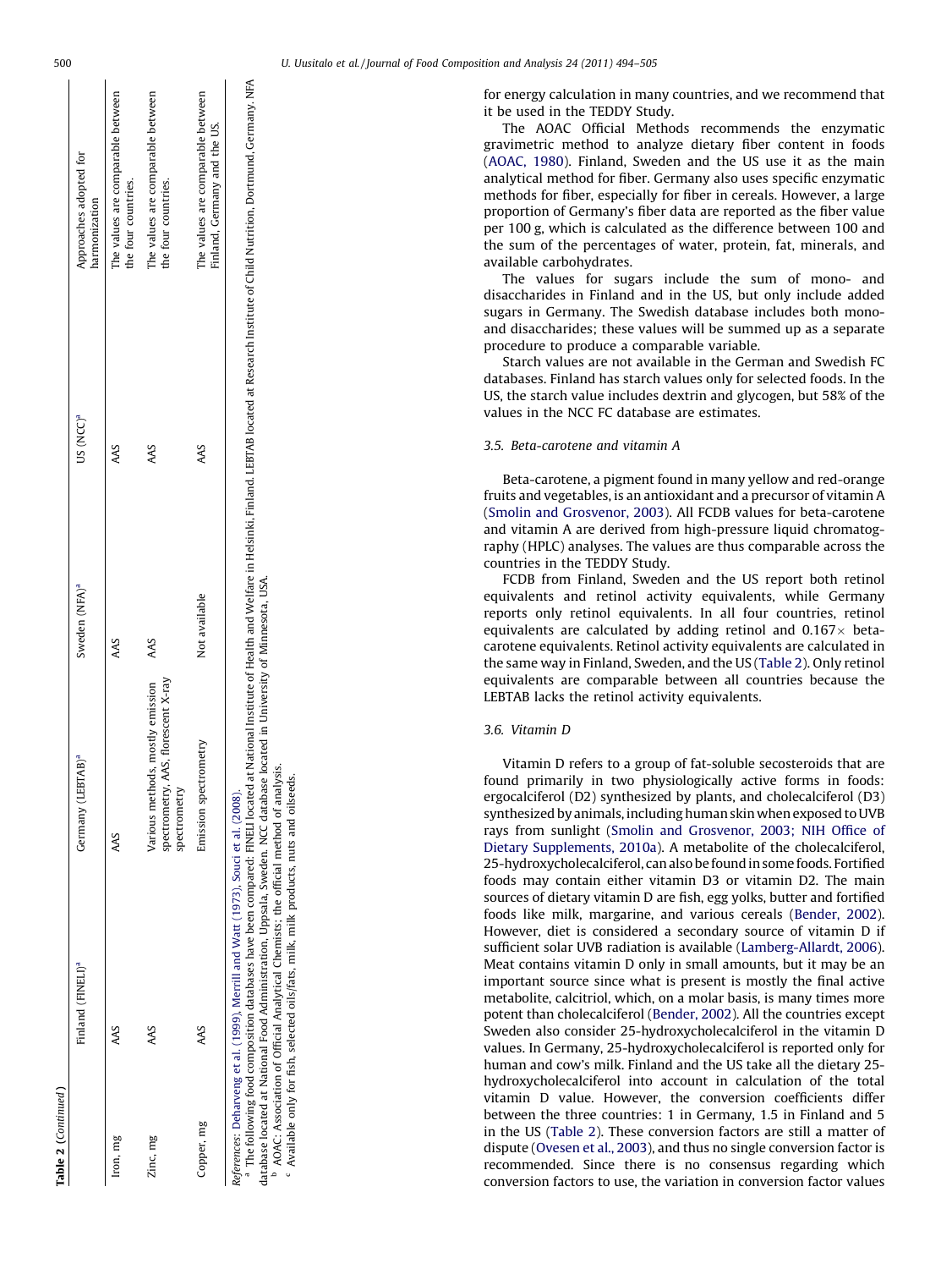**Table 2** (*Continued*)

| | Finland (FINELI)[a] | Germany (LEBTAB)[a] | Sweden (NFA)[a] | US (NCC)[a] | Approaches adopted for harmonization |
|---|---|---|---|---|---|
| Iron, mg | AAS | AAS | AAS | AAS | The values are comparable between the four countries. |
| Zinc, mg | AAS | Various methods, mostly emission spectrometry, AAS, florescent X-ray spectrometry | AAS | AAS | The values are comparable between the four countries. |
| Copper, mg | AAS | Emission spectrometry | Not available | AAS | The values are comparable between Finland, Germany and the US. |

*References*: Deharveng et al. (1999), Merrill and Watt (1973), Souci et al. (2008).

[a] The following food composition databases have been compared: FINELI located at National Institute of Health and Welfare in Helsinki, Finland. LEBTAB located at Research Institute of Child Nutrition, Dortmund, Germany. NFA database located at National Food Administration, Uppsala, Sweden. NCC database located in University of Minnesota, USA.

[b] AOAC: Association of Official Analytical Chemists; the official method of analysis.

[c] Available only for fish, selected oils/fats, milk, milk products, nuts and oilseeds.

for energy calculation in many countries, and we recommend that it be used in the TEDDY Study.

The AOAC Official Methods recommends the enzymatic gravimetric method to analyze dietary fiber content in foods (AOAC, 1980). Finland, Sweden and the US use it as the main analytical method for fiber. Germany also uses specific enzymatic methods for fiber, especially for fiber in cereals. However, a large proportion of Germany's fiber data are reported as the fiber value per 100 g, which is calculated as the difference between 100 and the sum of the percentages of water, protein, fat, minerals, and available carbohydrates.

The values for sugars include the sum of mono- and disaccharides in Finland and in the US, but only include added sugars in Germany. The Swedish database includes both mono- and disaccharides; these values will be summed up as a separate procedure to produce a comparable variable.

Starch values are not available in the German and Swedish FC databases. Finland has starch values only for selected foods. In the US, the starch value includes dextrin and glycogen, but 58% of the values in the NCC FC database are estimates.

### 3.5. Beta-carotene and vitamin A

Beta-carotene, a pigment found in many yellow and red-orange fruits and vegetables, is an antioxidant and a precursor of vitamin A (Smolin and Grosvenor, 2003). All FCDB values for beta-carotene and vitamin A are derived from high-pressure liquid chromatography (HPLC) analyses. The values are thus comparable across the countries in the TEDDY Study.

FCDB from Finland, Sweden and the US report both retinol equivalents and retinol activity equivalents, while Germany reports only retinol equivalents. In all four countries, retinol equivalents are calculated by adding retinol and $0.167\times$ beta-carotene equivalents. Retinol activity equivalents are calculated in the same way in Finland, Sweden, and the US (Table 2). Only retinol equivalents are comparable between all countries because the LEBTAB lacks the retinol activity equivalents.

### 3.6. Vitamin D

Vitamin D refers to a group of fat-soluble secosteroids that are found primarily in two physiologically active forms in foods: ergocalciferol (D2) synthesized by plants, and cholecalciferol (D3) synthesized by animals, including human skin when exposed to UVB rays from sunlight (Smolin and Grosvenor, 2003; NIH Office of Dietary Supplements, 2010a). A metabolite of the cholecalciferol, 25-hydroxycholecalciferol, can also be found in some foods. Fortified foods may contain either vitamin D3 or vitamin D2. The main sources of dietary vitamin D are fish, egg yolks, butter and fortified foods like milk, margarine, and various cereals (Bender, 2002). However, diet is considered a secondary source of vitamin D if sufficient solar UVB radiation is available (Lamberg-Allardt, 2006). Meat contains vitamin D only in small amounts, but it may be an important source since what is present is mostly the final active metabolite, calcitriol, which, on a molar basis, is many times more potent than cholecalciferol (Bender, 2002). All the countries except Sweden also consider 25-hydroxycholecalciferol in the vitamin D values. In Germany, 25-hydroxycholecalciferol is reported only for human and cow's milk. Finland and the US take all the dietary 25-hydroxycholecalciferol into account in calculation of the total vitamin D value. However, the conversion coefficients differ between the three countries: 1 in Germany, 1.5 in Finland and 5 in the US (Table 2). These conversion factors are still a matter of dispute (Ovesen et al., 2003), and thus no single conversion factor is recommended. Since there is no consensus regarding which conversion factors to use, the variation in conversion factor values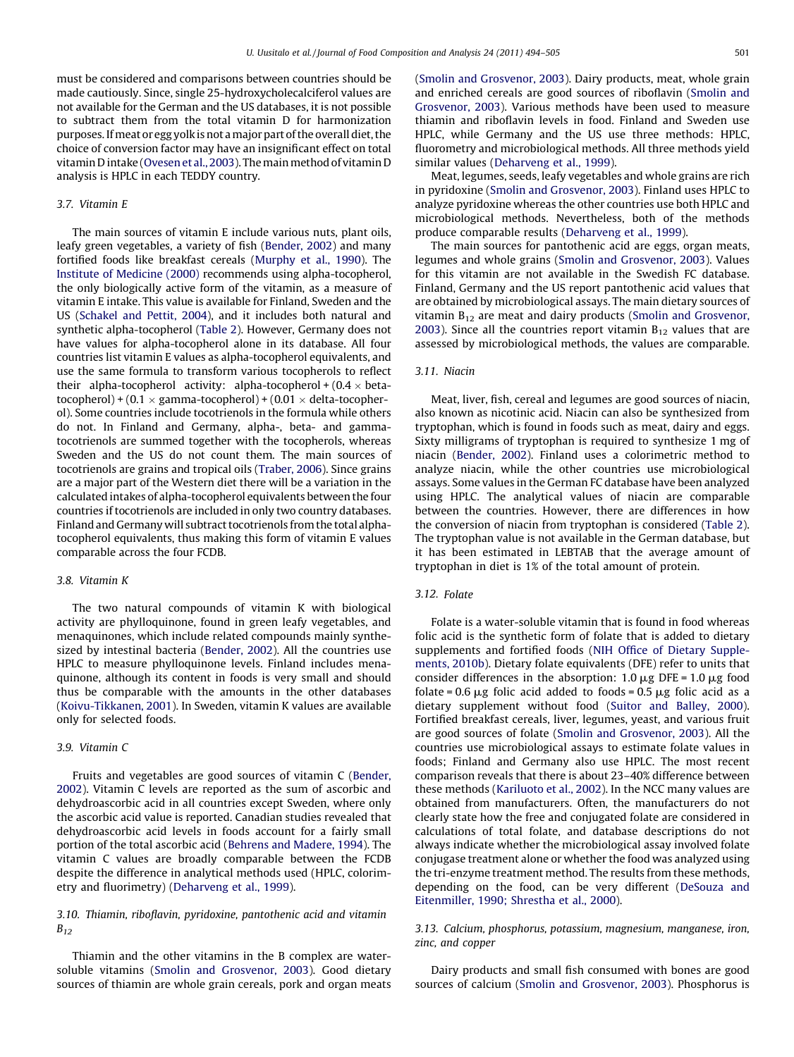must be considered and comparisons between countries should be made cautiously. Since, single 25-hydroxycholecalciferol values are not available for the German and the US databases, it is not possible to subtract them from the total vitamin D for harmonization purposes. If meat or egg yolk is not a major part of the overall diet, the choice of conversion factor may have an insignificant effect on total vitamin D intake (Ovesen et al., 2003). The main method of vitamin D analysis is HPLC in each TEDDY country.

### 3.7. Vitamin E

The main sources of vitamin E include various nuts, plant oils, leafy green vegetables, a variety of fish (Bender, 2002) and many fortified foods like breakfast cereals (Murphy et al., 1990). The Institute of Medicine (2000) recommends using alpha-tocopherol, the only biologically active form of the vitamin, as a measure of vitamin E intake. This value is available for Finland, Sweden and the US (Schakel and Pettit, 2004), and it includes both natural and synthetic alpha-tocopherol (Table 2). However, Germany does not have values for alpha-tocopherol alone in its database. All four countries list vitamin E values as alpha-tocopherol equivalents, and use the same formula to transform various tocopherols to reflect their alpha-tocopherol activity: alpha-tocopherol + (0.4 × beta-tocopherol) + (0.1 × gamma-tocopherol) + (0.01 × delta-tocopherol). Some countries include tocotrienols in the formula while others do not. In Finland and Germany, alpha-, beta- and gamma-tocotrienols are summed together with the tocopherols, whereas Sweden and the US do not count them. The main sources of tocotrienols are grains and tropical oils (Traber, 2006). Since grains are a major part of the Western diet there will be a variation in the calculated intakes of alpha-tocopherol equivalents between the four countries if tocotrienols are included in only two country databases. Finland and Germany will subtract tocotrienols from the total alpha-tocopherol equivalents, thus making this form of vitamin E values comparable across the four FCDB.

### 3.8. Vitamin K

The two natural compounds of vitamin K with biological activity are phylloquinone, found in green leafy vegetables, and menaquinones, which include related compounds mainly synthesized by intestinal bacteria (Bender, 2002). All the countries use HPLC to measure phylloquinone levels. Finland includes menaquinone, although its content in foods is very small and should thus be comparable with the amounts in the other databases (Koivu-Tikkanen, 2001). In Sweden, vitamin K values are available only for selected foods.

### 3.9. Vitamin C

Fruits and vegetables are good sources of vitamin C (Bender, 2002). Vitamin C levels are reported as the sum of ascorbic and dehydroascorbic acid in all countries except Sweden, where only the ascorbic acid value is reported. Canadian studies revealed that dehydroascorbic acid levels in foods account for a fairly small portion of the total ascorbic acid (Behrens and Madere, 1994). The vitamin C values are broadly comparable between the FCDB despite the difference in analytical methods used (HPLC, colorimetry and fluorimetry) (Deharveng et al., 1999).

### 3.10. Thiamin, riboflavin, pyridoxine, pantothenic acid and vitamin $B_{12}$

Thiamin and the other vitamins in the B complex are water-soluble vitamins (Smolin and Grosvenor, 2003). Good dietary sources of thiamin are whole grain cereals, pork and organ meats (Smolin and Grosvenor, 2003). Dairy products, meat, whole grain and enriched cereals are good sources of riboflavin (Smolin and Grosvenor, 2003). Various methods have been used to measure thiamin and riboflavin levels in food. Finland and Sweden use HPLC, while Germany and the US use three methods: HPLC, fluorometry and microbiological methods. All three methods yield similar values (Deharveng et al., 1999).

Meat, legumes, seeds, leafy vegetables and whole grains are rich in pyridoxine (Smolin and Grosvenor, 2003). Finland uses HPLC to analyze pyridoxine whereas the other countries use both HPLC and microbiological methods. Nevertheless, both of the methods produce comparable results (Deharveng et al., 1999).

The main sources for pantothenic acid are eggs, organ meats, legumes and whole grains (Smolin and Grosvenor, 2003). Values for this vitamin are not available in the Swedish FC database. Finland, Germany and the US report pantothenic acid values that are obtained by microbiological assays. The main dietary sources of vitamin $B_{12}$ are meat and dairy products (Smolin and Grosvenor, 2003). Since all the countries report vitamin $B_{12}$ values that are assessed by microbiological methods, the values are comparable.

### 3.11. Niacin

Meat, liver, fish, cereal and legumes are good sources of niacin, also known as nicotinic acid. Niacin can also be synthesized from tryptophan, which is found in foods such as meat, dairy and eggs. Sixty milligrams of tryptophan is required to synthesize 1 mg of niacin (Bender, 2002). Finland uses a colorimetric method to analyze niacin, while the other countries use microbiological assays. Some values in the German FC database have been analyzed using HPLC. The analytical values of niacin are comparable between the countries. However, there are differences in how the conversion of niacin from tryptophan is considered (Table 2). The tryptophan value is not available in the German database, but it has been estimated in LEBTAB that the average amount of tryptophan in diet is 1% of the total amount of protein.

### 3.12. Folate

Folate is a water-soluble vitamin that is found in food whereas folic acid is the synthetic form of folate that is added to dietary supplements and fortified foods (NIH Office of Dietary Supplements, 2010b). Dietary folate equivalents (DFE) refer to units that consider differences in the absorption: 1.0 μg DFE = 1.0 μg food folate = 0.6 μg folic acid added to foods = 0.5 μg folic acid as a dietary supplement without food (Suitor and Balley, 2000). Fortified breakfast cereals, liver, legumes, yeast, and various fruit are good sources of folate (Smolin and Grosvenor, 2003). All the countries use microbiological assays to estimate folate values in foods; Finland and Germany also use HPLC. The most recent comparison reveals that there is about 23–40% difference between these methods (Kariluoto et al., 2002). In the NCC many values are obtained from manufacturers. Often, the manufacturers do not clearly state how the free and conjugated folate are considered in calculations of total folate, and database descriptions do not always indicate whether the microbiological assay involved folate conjugase treatment alone or whether the food was analyzed using the tri-enzyme treatment method. The results from these methods, depending on the food, can be very different (DeSouza and Eitenmiller, 1990; Shrestha et al., 2000).

### 3.13. Calcium, phosphorus, potassium, magnesium, manganese, iron, zinc, and copper

Dairy products and small fish consumed with bones are good sources of calcium (Smolin and Grosvenor, 2003). Phosphorus is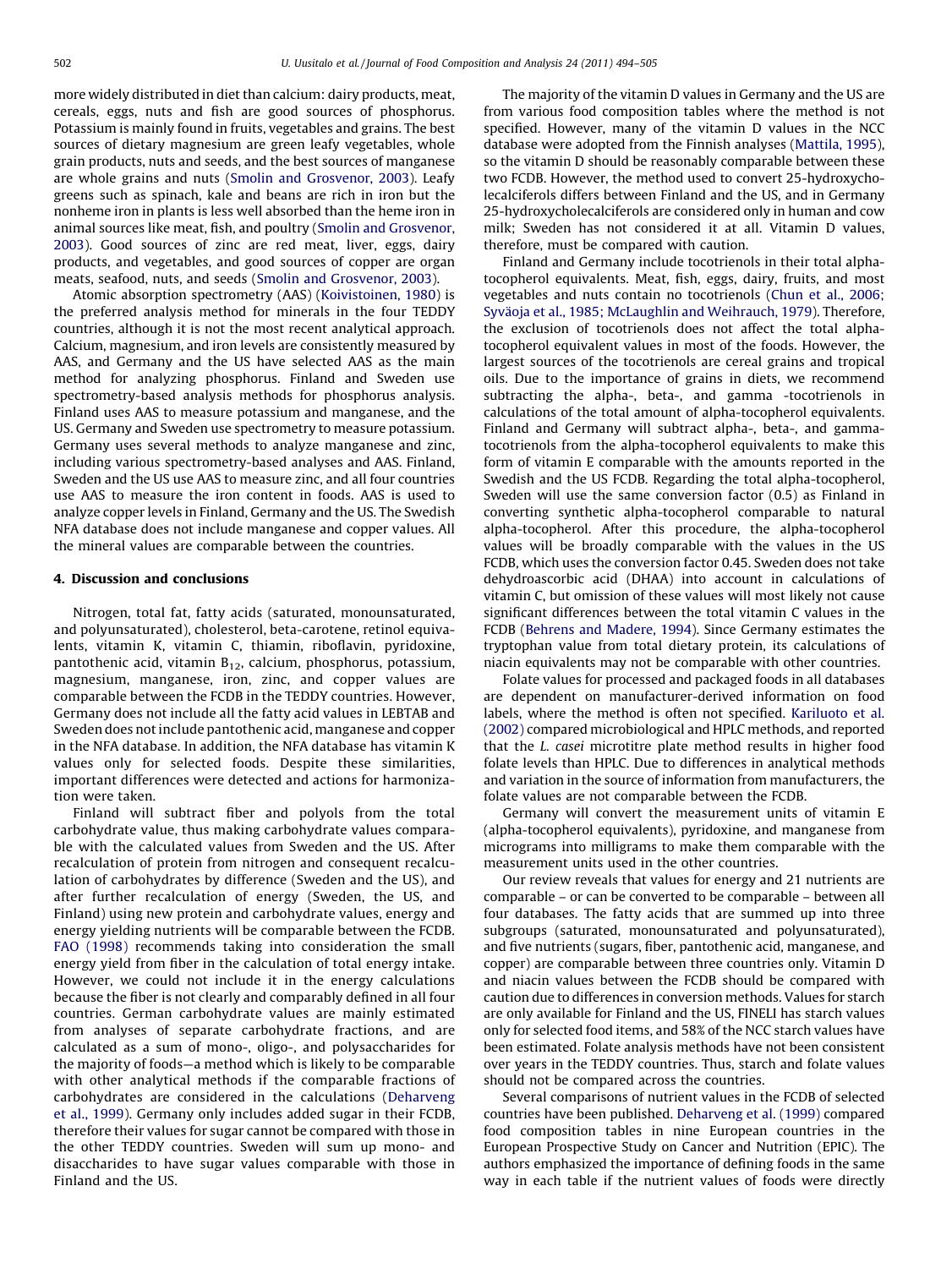more widely distributed in diet than calcium: dairy products, meat, cereals, eggs, nuts and fish are good sources of phosphorus. Potassium is mainly found in fruits, vegetables and grains. The best sources of dietary magnesium are green leafy vegetables, whole grain products, nuts and seeds, and the best sources of manganese are whole grains and nuts (Smolin and Grosvenor, 2003). Leafy greens such as spinach, kale and beans are rich in iron but the nonheme iron in plants is less well absorbed than the heme iron in animal sources like meat, fish, and poultry (Smolin and Grosvenor, 2003). Good sources of zinc are red meat, liver, eggs, dairy products, and vegetables, and good sources of copper are organ meats, seafood, nuts, and seeds (Smolin and Grosvenor, 2003).

Atomic absorption spectrometry (AAS) (Koivistoinen, 1980) is the preferred analysis method for minerals in the four TEDDY countries, although it is not the most recent analytical approach. Calcium, magnesium, and iron levels are consistently measured by AAS, and Germany and the US have selected AAS as the main method for analyzing phosphorus. Finland and Sweden use spectrometry-based analysis methods for phosphorus analysis. Finland uses AAS to measure potassium and manganese, and the US. Germany and Sweden use spectrometry to measure potassium. Germany uses several methods to analyze manganese and zinc, including various spectrometry-based analyses and AAS. Finland, Sweden and the US use AAS to measure zinc, and all four countries use AAS to measure the iron content in foods. AAS is used to analyze copper levels in Finland, Germany and the US. The Swedish NFA database does not include manganese and copper values. All the mineral values are comparable between the countries.

## 4. Discussion and conclusions

Nitrogen, total fat, fatty acids (saturated, monounsaturated, and polyunsaturated), cholesterol, beta-carotene, retinol equivalents, vitamin K, vitamin C, thiamin, riboflavin, pyridoxine, pantothenic acid, vitamin $B_{12}$, calcium, phosphorus, potassium, magnesium, manganese, iron, zinc, and copper values are comparable between the FCDB in the TEDDY countries. However, Germany does not include all the fatty acid values in LEBTAB and Sweden does not include pantothenic acid, manganese and copper in the NFA database. In addition, the NFA database has vitamin K values only for selected foods. Despite these similarities, important differences were detected and actions for harmonization were taken.

Finland will subtract fiber and polyols from the total carbohydrate value, thus making carbohydrate values comparable with the calculated values from Sweden and the US. After recalculation of protein from nitrogen and consequent recalculation of carbohydrates by difference (Sweden and the US), and after further recalculation of energy (Sweden, the US, and Finland) using new protein and carbohydrate values, energy and energy yielding nutrients will be comparable between the FCDB. FAO (1998) recommends taking into consideration the small energy yield from fiber in the calculation of total energy intake. However, we could not include it in the energy calculations because the fiber is not clearly and comparably defined in all four countries. German carbohydrate values are mainly estimated from analyses of separate carbohydrate fractions, and are calculated as a sum of mono-, oligo-, and polysaccharides for the majority of foods—a method which is likely to be comparable with other analytical methods if the comparable fractions of carbohydrates are considered in the calculations (Deharveng et al., 1999). Germany only includes added sugar in their FCDB, therefore their values for sugar cannot be compared with those in the other TEDDY countries. Sweden will sum up mono- and disaccharides to have sugar values comparable with those in Finland and the US.

The majority of the vitamin D values in Germany and the US are from various food composition tables where the method is not specified. However, many of the vitamin D values in the NCC database were adopted from the Finnish analyses (Mattila, 1995), so the vitamin D should be reasonably comparable between these two FCDB. However, the method used to convert 25-hydroxycholecalciferols differs between Finland and the US, and in Germany 25-hydroxycholecalciferols are considered only in human and cow milk; Sweden has not considered it at all. Vitamin D values, therefore, must be compared with caution.

Finland and Germany include tocotrienols in their total alpha-tocopherol equivalents. Meat, fish, eggs, dairy, fruits, and most vegetables and nuts contain no tocotrienols (Chun et al., 2006; Syväoja et al., 1985; McLaughlin and Weihrauch, 1979). Therefore, the exclusion of tocotrienols does not affect the total alpha-tocopherol equivalent values in most of the foods. However, the largest sources of the tocotrienols are cereal grains and tropical oils. Due to the importance of grains in diets, we recommend subtracting the alpha-, beta-, and gamma -tocotrienols in calculations of the total amount of alpha-tocopherol equivalents. Finland and Germany will subtract alpha-, beta-, and gamma-tocotrienols from the alpha-tocopherol equivalents to make this form of vitamin E comparable with the amounts reported in the Swedish and the US FCDB. Regarding the total alpha-tocopherol, Sweden will use the same conversion factor (0.5) as Finland in converting synthetic alpha-tocopherol comparable to natural alpha-tocopherol. After this procedure, the alpha-tocopherol values will be broadly comparable with the values in the US FCDB, which uses the conversion factor 0.45. Sweden does not take dehydroascorbic acid (DHAA) into account in calculations of vitamin C, but omission of these values will most likely not cause significant differences between the total vitamin C values in the FCDB (Behrens and Madere, 1994). Since Germany estimates the tryptophan value from total dietary protein, its calculations of niacin equivalents may not be comparable with other countries.

Folate values for processed and packaged foods in all databases are dependent on manufacturer-derived information on food labels, where the method is often not specified. Kariluoto et al. (2002) compared microbiological and HPLC methods, and reported that the *L. casei* microtitre plate method results in higher food folate levels than HPLC. Due to differences in analytical methods and variation in the source of information from manufacturers, the folate values are not comparable between the FCDB.

Germany will convert the measurement units of vitamin E (alpha-tocopherol equivalents), pyridoxine, and manganese from micrograms into milligrams to make them comparable with the measurement units used in the other countries.

Our review reveals that values for energy and 21 nutrients are comparable – or can be converted to be comparable – between all four databases. The fatty acids that are summed up into three subgroups (saturated, monounsaturated and polyunsaturated), and five nutrients (sugars, fiber, pantothenic acid, manganese, and copper) are comparable between three countries only. Vitamin D and niacin values between the FCDB should be compared with caution due to differences in conversion methods. Values for starch are only available for Finland and the US, FINELI has starch values only for selected food items, and 58% of the NCC starch values have been estimated. Folate analysis methods have not been consistent over years in the TEDDY countries. Thus, starch and folate values should not be compared across the countries.

Several comparisons of nutrient values in the FCDB of selected countries have been published. Deharveng et al. (1999) compared food composition tables in nine European countries in the European Prospective Study on Cancer and Nutrition (EPIC). The authors emphasized the importance of defining foods in the same way in each table if the nutrient values of foods were directly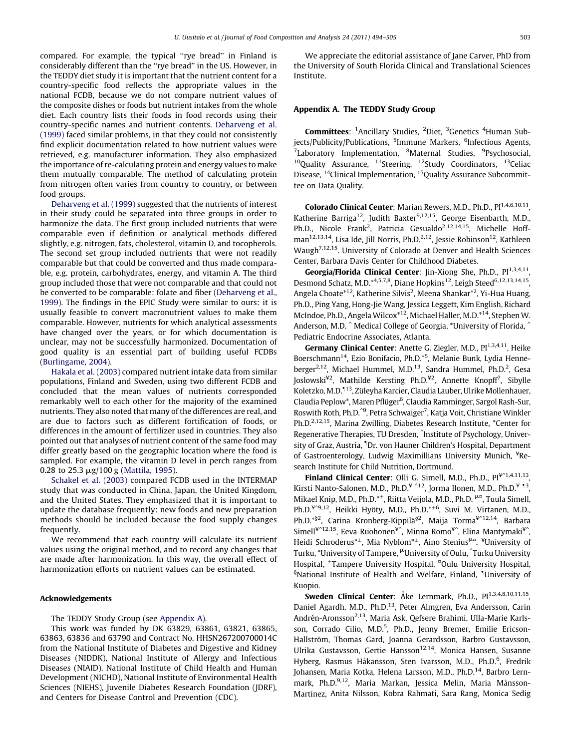compared. For example, the typical "rye bread" in Finland is considerably different than the "rye bread" in the US. However, in the TEDDY diet study it is important that the nutrient content for a country-specific food reflects the appropriate values in the national FCDB, because we do not compare nutrient values of the composite dishes or foods but nutrient intakes from the whole diet. Each country lists their foods in food records using their country-specific names and nutrient contents. Deharveng et al. (1999) faced similar problems, in that they could not consistently find explicit documentation related to how nutrient values were retrieved, e.g. manufacturer information. They also emphasized the importance of re-calculating protein and energy values to make them mutually comparable. The method of calculating protein from nitrogen often varies from country to country, or between food groups.

Deharveng et al. (1999) suggested that the nutrients of interest in their study could be separated into three groups in order to harmonize the data. The first group included nutrients that were comparable even if definition or analytical methods differed slightly, e.g. nitrogen, fats, cholesterol, vitamin D, and tocopherols. The second set group included nutrients that were not readily comparable but that could be converted and thus made comparable, e.g. protein, carbohydrates, energy, and vitamin A. The third group included those that were not comparable and that could not be converted to be comparable: folate and fiber (Deharveng et al., 1999). The findings in the EPIC Study were similar to ours: it is usually feasible to convert macronutrient values to make them comparable. However, nutrients for which analytical assessments have changed over the years, or for which documentation is unclear, may not be successfully harmonized. Documentation of good quality is an essential part of building useful FCDBs (Burlingame, 2004).

Hakala et al. (2003) compared nutrient intake data from similar populations, Finland and Sweden, using two different FCDB and concluded that the mean values of nutrients corresponded remarkably well to each other for the majority of the examined nutrients. They also noted that many of the differences are real, and are due to factors such as different fortification of foods, or differences in the amount of fertilizer used in countries. They also pointed out that analyses of nutrient content of the same food may differ greatly based on the geographic location where the food is sampled. For example, the vitamin D level in perch ranges from 0.28 to 25.3 μg/100 g (Mattila, 1995).

Schakel et al. (2003) compared FCDB used in the INTERMAP study that was conducted in China, Japan, the United Kingdom, and the United States. They emphasized that it is important to update the database frequently: new foods and new preparation methods should be included because the food supply changes frequently.

We recommend that each country will calculate its nutrient values using the original method, and to record any changes that are made after harmonization. In this way, the overall effect of harmonization efforts on nutrient values can be estimated.

## Acknowledgements

The TEDDY Study Group (see Appendix A).

This work was funded by DK 63829, 63861, 63821, 63865, 63863, 63836 and 63790 and Contract No. HHSN267200700014C from the National Institute of Diabetes and Digestive and Kidney Diseases (NIDDK), National Institute of Allergy and Infectious Diseases (NIAID), National Institute of Child Health and Human Development (NICHD), National Institute of Environmental Health Sciences (NIEHS), Juvenile Diabetes Research Foundation (JDRF), and Centers for Disease Control and Prevention (CDC).

We appreciate the editorial assistance of Jane Carver, PhD from the University of South Florida Clinical and Translational Sciences Institute.

## Appendix A. The TEDDY Study Group

**Committees**: [1]Ancillary Studies, [2]Diet, [3]Genetics [4]Human Subjects/Publicity/Publications, [5]Immune Markers, [6]Infectious Agents, [7]Laboratory Implementation, [8]Maternal Studies, [9]Psychosocial, [10]Quality Assurance, [11]Steering, [12]Study Coordinators, [13]Celiac Disease, [14]Clinical Implementation, [15]Quality Assurance Subcommittee on Data Quality.

**Colorado Clinical Center**: Marian Rewers, M.D., Ph.D., PI[1,4,6,10,11], Katherine Barriga[12], Judith Baxter[9,12,15], George Eisenbarth, M.D., Ph.D., Nicole Frank[2], Patricia Gesualdo[2,12,14,15], Michelle Hoffman[12,13,14], Lisa Ide, Jill Norris, Ph.D.[2,12], Jessie Robinson[12], Kathleen Waugh[7,12,15]. University of Colorado at Denver and Health Sciences Center, Barbara Davis Center for Childhood Diabetes.

**Georgia/Florida Clinical Center**: Jin-Xiong She, Ph.D., PI[1,3,4,11], Desmond Schatz, M.D.*[4,5,7,8], Diane Hopkins[12], Leigh Steed[6,12,13,14,15], Angela Choate*[12], Katherine Silvis[2], Meena Shankar*[2], Yi-Hua Huang, Ph.D., Ping Yang, Hong-Jie Wang, Jessica Leggett, Kim English, Richard McIndoe, Ph.D., Angela Wilcox*[12], Michael Haller, M.D.*[14], Stephen W. Anderson, M.D. ^ Medical College of Georgia, *University of Florida, ^ Pediatric Endocrine Associates, Atlanta.

**Germany Clinical Center**: Anette G. Ziegler, M.D., PI[1,3,4,11], Heike Boerschmann[14], Ezio Bonifacio, Ph.D.*[5], Melanie Bunk, Lydia Henneberger[2,12], Michael Hummel, M.D.[13], Sandra Hummel, Ph.D.[2], Gesa Joslowski¥[2], Mathilde Kersting Ph.D.¥[2], Annette Knopff[7], Sibylle Koletzko, M.D.¶[13], Züleyha Karcier, Claudia Lauber, Ulrike Mollenhauer, Claudia Peplow*, Maren Pflüger[6], Claudia Ramminger, Sargol Rash-Sur, Roswith Roth, Ph.D.^[9], Petra Schwaiger[7], Katja Voit, Christiane Winkler Ph.D.[2,12,15], Marina Zwilling, Diabetes Research Institute, *Center for Regenerative Therapies, TU Dresden, ^Institute of Psychology, University of Graz, Austria, ¶Dr. von Hauner Children's Hospital, Department of Gastroenterology, Ludwig Maximillians University Munich, ¥Research Institute for Child Nutrition, Dortmund.

**Finland Clinical Center**: Olli G. Simell, M.D., Ph.D., PI¥^[1,4,11,13], Kirsti Nanto-Salonen, M.D., Ph.D.¥ ^[12], Jorma Ilonen, M.D., Ph.D.¥ ¶[3], Mikael Knip, M.D., Ph.D.*±, Riitta Veijola, M.D., Ph.D. µ¤, Tuula Simell, Ph.D.¥^[9,12], Heikki Hyöty, M.D., Ph.D.*±[6], Suvi M. Virtanen, M.D., Ph.D.*§[2], Carina Kronberg-Kippilä§[2], Maija Torma¥^[12,14], Barbara Simell¥^[12,15], Eeva Ruohonen¥^, Minna Romo¥^, Elina Mantymaki¥^, Heidi Schroderus*±, Mia Nyblom*±, Aino Stenius µ¤. ¥University of Turku, *University of Tampere, µUniversity of Oulu, ^Turku University Hospital, ±Tampere University Hospital, ¤Oulu University Hospital, §National Institute of Health and Welfare, Finland, ¶University of Kuopio.

**Sweden Clinical Center**: Åke Lernmark, Ph.D., PI[1,3,4,8,10,11,15], Daniel Agardh, M.D., Ph.D.[13], Peter Almgren, Eva Andersson, Carin Andrén-Aronsson[2,13], Maria Ask, Qefsere Brahimi, Ulla-Marie Karlsson, Corrado Cilio, M.D.[5], Ph.D., Jenny Bremer, Emilie Ericson-Hallström, Thomas Gard, Joanna Gerardsson, Barbro Gustavsson, Ulrika Gustavsson, Gertie Hansson[12,14], Monica Hansen, Susanne Hyberg, Rasmus Håkansson, Sten Ivarsson, M.D., Ph.D.[6], Fredrik Johansen, Maria Kotka, Helena Larsson, M.D., Ph.D.[14], Barbro Lernmark, Ph.D.[9,12], Maria Markan, Jessica Melin, Maria Månsson-Martinez, Anita Nilsson, Kobra Rahmati, Sara Rang, Monica Sedig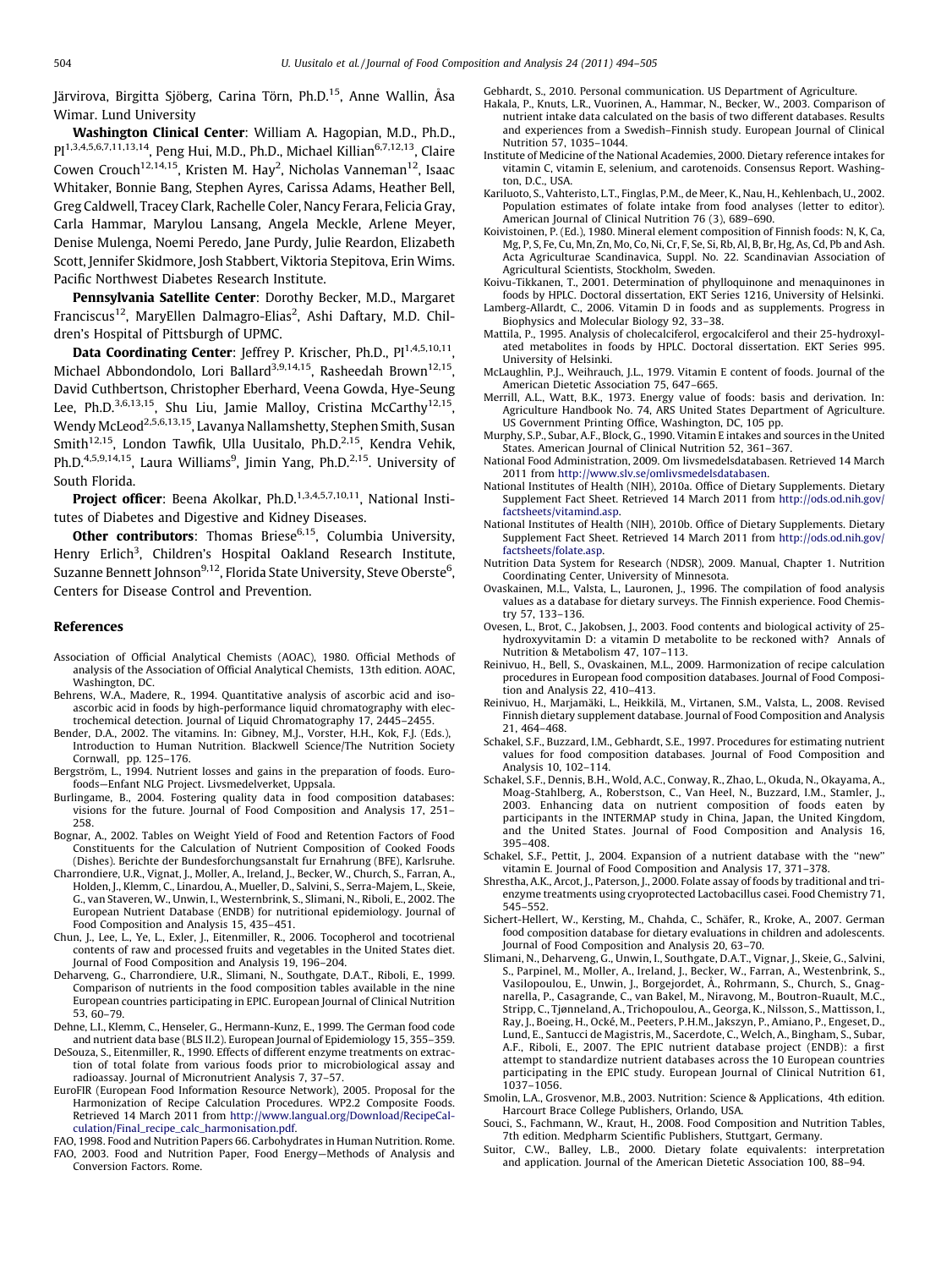Järvirova, Birgitta Sjöberg, Carina Törn, Ph.D.[15], Anne Wallin, Åsa Wimar. Lund University

**Washington Clinical Center**: William A. Hagopian, M.D., Ph.D., PI[1,3,4,5,6,7,11,13,14], Peng Hui, M.D., Ph.D., Michael Killian[6,7,12,13], Claire Cowen Crouch[12,14,15], Kristen M. Hay[2], Nicholas Vanneman[12], Isaac Whitaker, Bonnie Bang, Stephen Ayres, Carissa Adams, Heather Bell, Greg Caldwell, Tracey Clark, Rachelle Coler, Nancy Ferara, Felicia Gray, Carla Hammar, Marylou Lansang, Angela Meckle, Arlene Meyer, Denise Mulenga, Noemi Peredo, Jane Purdy, Julie Reardon, Elizabeth Scott, Jennifer Skidmore, Josh Stabbert, Viktoria Stepitova, Erin Wims. Pacific Northwest Diabetes Research Institute.

**Pennsylvania Satellite Center**: Dorothy Becker, M.D., Margaret Franciscus[12], MaryEllen Dalmagro-Elias[2], Ashi Daftary, M.D. Children's Hospital of Pittsburgh of UPMC.

**Data Coordinating Center**: Jeffrey P. Krischer, Ph.D., PI[1,4,5,10,11], Michael Abbondondolo, Lori Ballard[3,9,14,15], Rasheedah Brown[12,15], David Cuthbertson, Christopher Eberhard, Veena Gowda, Hye-Seung Lee, Ph.D.[3,6,13,15], Shu Liu, Jamie Malloy, Cristina McCarthy[12,15], Wendy McLeod[2,5,6,13,15], Lavanya Nallamshetty, Stephen Smith, Susan Smith[12,15], London Tawfik, Ulla Uusitalo, Ph.D.[2,15], Kendra Vehik, Ph.D.[4,5,9,14,15], Laura Williams[9], Jimin Yang, Ph.D.[2,15]. University of South Florida.

**Project officer**: Beena Akolkar, Ph.D.[1,3,4,5,7,10,11], National Institutes of Diabetes and Digestive and Kidney Diseases.

**Other contributors**: Thomas Briese[6,15], Columbia University, Henry Erlich[3], Children's Hospital Oakland Research Institute, Suzanne Bennett Johnson[9,12], Florida State University, Steve Oberste[6], Centers for Disease Control and Prevention.

## References

Association of Official Analytical Chemists (AOAC), 1980. Official Methods of analysis of the Association of Official Analytical Chemists, 13th edition. AOAC, Washington, DC.

Behrens, W.A., Madere, R., 1994. Quantitative analysis of ascorbic acid and isoascorbic acid in foods by high-performance liquid chromatography with electrochemical detection. Journal of Liquid Chromatography 17, 2445–2455.

Bender, D.A., 2002. The vitamins. In: Gibney, M.J., Vorster, H.H., Kok, F.J. (Eds.), Introduction to Human Nutrition. Blackwell Science/The Nutrition Society Cornwall, pp. 125–176.

Bergström, L., 1994. Nutrient losses and gains in the preparation of foods. Eurofoods—Enfant NLG Project. Livsmedelverket, Uppsala.

Burlingame, B., 2004. Fostering quality data in food composition databases: visions for the future. Journal of Food Composition and Analysis 17, 251–258.

Bognar, A., 2002. Tables on Weight Yield of Food and Retention Factors of Food Constituents for the Calculation of Nutrient Composition of Cooked Foods (Dishes). Berichte der Bundesforchungsanstalt fur Ernahrung (BFE), Karlsruhe.

Charrondiere, U.R., Vignat, J., Moller, A., Ireland, J., Becker, W., Church, S., Farran, A., Holden, J., Klemm, C., Linardou, A., Mueller, D., Salvini, S., Serra-Majem, L., Skeie, G., van Staveren, W., Unwin, I., Westernbrink, S., Slimani, N., Riboli, E., 2002. The European Nutrient Database (ENDB) for nutritional epidemiology. Journal of Food Composition and Analysis 15, 435–451.

Chun, J., Lee, L., Ye, L., Exler, J., Eitenmiller, R., 2006. Tocopherol and tocotrienal contents of raw and processed fruits and vegetables in the United States diet. Journal of Food Composition and Analysis 19, 196–204.

Deharveng, G., Charrondiere, U.R., Slimani, N., Southgate, D.A.T., Riboli, E., 1999. Comparison of nutrients in the food composition tables available in the nine European countries participating in EPIC. European Journal of Clinical Nutrition 53, 60–79.

Dehne, L.I., Klemm, C., Henseler, G., Hermann-Kunz, E., 1999. The German food code and nutrient data base (BLS II.2). European Journal of Epidemiology 15, 355–359.

DeSouza, S., Eitenmiller, R., 1990. Effects of different enzyme treatments on extraction of total folate from various foods prior to microbiological assay and radioassay. Journal of Micronutrient Analysis 7, 37–57.

EuroFIR (European Food Information Resource Network), 2005. Proposal for the Harmonization of Recipe Calculation Procedures. WP2.2 Composite Foods. Retrieved 14 March 2011 from http://www.langual.org/Download/RecipeCalculation/Final_recipe_calc_harmonisation.pdf.

FAO, 1998. Food and Nutrition Papers 66. Carbohydrates in Human Nutrition. Rome.

FAO, 2003. Food and Nutrition Paper, Food Energy—Methods of Analysis and Conversion Factors. Rome.

Gebhardt, S., 2010. Personal communication. US Department of Agriculture.

Hakala, P., Knuts, L.R., Vuorinen, A., Hammar, N., Becker, W., 2003. Comparison of nutrient intake data calculated on the basis of two different databases. Results and experiences from a Swedish–Finnish study. European Journal of Clinical Nutrition 57, 1035–1044.

Institute of Medicine of the National Academies, 2000. Dietary reference intakes for vitamin C, vitamin E, selenium, and carotenoids. Consensus Report. Washington, D.C., USA.

Kariluoto, S., Vahteristo, L.T., Finglas, P.M., de Meer, K., Nau, H., Kehlenbach, U., 2002. Population estimates of folate intake from food analyses (letter to editor). American Journal of Clinical Nutrition 76 (3), 689–690.

Koivistoinen, P. (Ed.), 1980. Mineral element composition of Finnish foods: N, K, Ca, Mg, P, S, Fe, Cu, Mn, Zn, Mo, Co, Ni, Cr, F, Se, Si, Rb, Al, B, Br, Hg, As, Cd, Pb and Ash. Acta Agriculturae Scandinavica, Suppl. No. 22. Scandinavian Association of Agricultural Scientists, Stockholm, Sweden.

Koivu-Tikkanen, T., 2001. Determination of phylloquinone and menaquinones in foods by HPLC. Doctoral dissertation, EKT Series 1216, University of Helsinki.

Lamberg-Allardt, C., 2006. Vitamin D in foods and as supplements. Progress in Biophysics and Molecular Biology 92, 33–38.

Mattila, P., 1995. Analysis of cholecalciferol, ergocalciferol and their 25-hydroxylated metabolites in foods by HPLC. Doctoral dissertation. EKT Series 995. University of Helsinki.

McLaughlin, P.J., Weihrauch, J.L., 1979. Vitamin E content of foods. Journal of the American Dietetic Association 75, 647–665.

Merrill, A.L., Watt, B.K., 1973. Energy value of foods: basis and derivation. In: Agriculture Handbook No. 74, ARS United States Department of Agriculture. US Government Printing Office, Washington, DC, 105 pp.

Murphy, S.P., Subar, A.F., Block, G., 1990. Vitamin E intakes and sources in the United States. American Journal of Clinical Nutrition 52, 361–367.

National Food Administration, 2009. Om livsmedelsdatabasen. Retrieved 14 March 2011 from http://www.slv.se/omlivsmedelsdatabasen.

National Institutes of Health (NIH), 2010a. Office of Dietary Supplements. Dietary Supplement Fact Sheet. Retrieved 14 March 2011 from http://ods.od.nih.gov/factsheets/vitamind.asp.

National Institutes of Health (NIH), 2010b. Office of Dietary Supplements. Dietary Supplement Fact Sheet. Retrieved 14 March 2011 from http://ods.od.nih.gov/factsheets/folate.asp.

Nutrition Data System for Research (NDSR), 2009. Manual, Chapter 1. Nutrition Coordinating Center, University of Minnesota.

Ovaskainen, M.L., Valsta, L., Lauronen, J., 1996. The compilation of food analysis values as a database for dietary surveys. The Finnish experience. Food Chemistry 57, 133–136.

Ovesen, L., Brot, C., Jakobsen, J., 2003. Food contents and biological activity of 25-hydroxyvitamin D: a vitamin D metabolite to be reckoned with? Annals of Nutrition & Metabolism 47, 107–113.

Reinivuo, H., Bell, S., Ovaskainen, M.L., 2009. Harmonization of recipe calculation procedures in European food composition databases. Journal of Food Composition and Analysis 22, 410–413.

Reinivuo, H., Marjamäki, L., Heikkilä, M., Virtanen, S.M., Valsta, L., 2008. Revised Finnish dietary supplement database. Journal of Food Composition and Analysis 21, 464–468.

Schakel, S.F., Buzzard, I.M., Gebhardt, S.E., 1997. Procedures for estimating nutrient values for food composition databases. Journal of Food Composition and Analysis 10, 102–114.

Schakel, S.F., Dennis, B.H., Wold, A.C., Conway, R., Zhao, L., Okuda, N., Okayama, A., Moag-Stahlberg, A., Roberstson, C., Van Heel, N., Buzzard, I.M., Stamler, J., 2003. Enhancing data on nutrient composition of foods eaten by participants in the INTERMAP study in China, Japan, the United Kingdom, and the United States. Journal of Food Composition and Analysis 16, 395–408.

Schakel, S.F., Pettit, J., 2004. Expansion of a nutrient database with the "new" vitamin E. Journal of Food Composition and Analysis 17, 371–378.

Shrestha, A.K., Arcot, J., Paterson, J., 2000. Folate assay of foods by traditional and tri-enzyme treatments using cryoprotected Lactobacillus casei. Food Chemistry 71, 545–552.

Sichert-Hellert, W., Kersting, M., Chahda, C., Schäfer, R., Kroke, A., 2007. German food composition database for dietary evaluations in children and adolescents. Journal of Food Composition and Analysis 20, 63–70.

Slimani, N., Deharveng, G., Unwin, I., Southgate, D.A.T., Vignar, J., Skeie, G., Salvini, S., Parpinel, M., Moller, A., Ireland, J., Becker, W., Farran, A., Westenbrink, S., Vasilopoulou, E., Unwin, J., Borgejordet, Å., Rohrmann, S., Church, S., Gnagnarella, P., Casagrande, C., van Bakel, M., Niravong, M., Boutron-Ruault, M.C., Stripp, C., Tjønneland, A., Trichopoulou, A., Georga, K., Nilsson, S., Mattisson, I., Ray, J., Boeing, H., Ocké, M., Peeters, P.H.M., Jakszyn, P., Amiano, P., Engeset, D., Lund, E., Santucci de Magistris, M., Sacerdote, C., Welch, A., Bingham, S., Subar, A.F., Riboli, E., 2007. The EPIC nutrient database project (ENDB): a first attempt to standardize nutrient databases across the 10 European countries participating in the EPIC study. European Journal of Clinical Nutrition 61, 1037–1056.

Smolin, L.A., Grosvenor, M.B., 2003. Nutrition: Science & Applications, 4th edition. Harcourt Brace College Publishers, Orlando, USA.

Souci, S., Fachmann, W., Kraut, H., 2008. Food Composition and Nutrition Tables, 7th edition. Medpharm Scientific Publishers, Stuttgart, Germany.

Suitor, C.W., Balley, L.B., 2000. Dietary folate equivalents: interpretation and application. Journal of the American Dietetic Association 100, 88–94.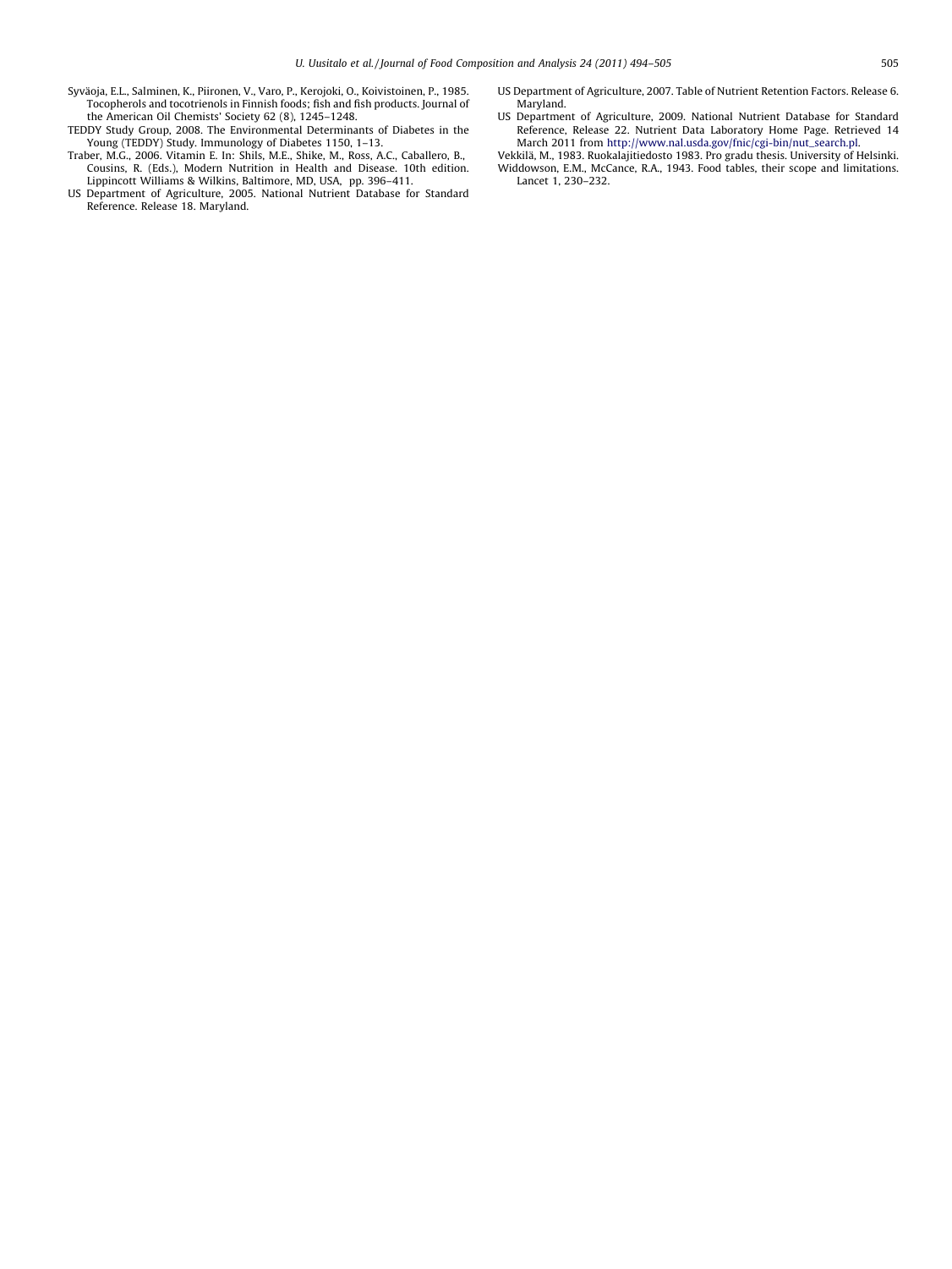Syväoja, E.L., Salminen, K., Piironen, V., Varo, P., Kerojoki, O., Koivistoinen, P., 1985. Tocopherols and tocotrienols in Finnish foods; fish and fish products. Journal of the American Oil Chemists' Society 62 (8), 1245–1248.

TEDDY Study Group, 2008. The Environmental Determinants of Diabetes in the Young (TEDDY) Study. Immunology of Diabetes 1150, 1–13.

Traber, M.G., 2006. Vitamin E. In: Shils, M.E., Shike, M., Ross, A.C., Caballero, B., Cousins, R. (Eds.), Modern Nutrition in Health and Disease. 10th edition. Lippincott Williams & Wilkins, Baltimore, MD, USA, pp. 396–411.

US Department of Agriculture, 2005. National Nutrient Database for Standard Reference. Release 18. Maryland.

US Department of Agriculture, 2007. Table of Nutrient Retention Factors. Release 6. Maryland.

US Department of Agriculture, 2009. National Nutrient Database for Standard Reference, Release 22. Nutrient Data Laboratory Home Page. Retrieved 14 March 2011 from http://www.nal.usda.gov/fnic/cgi-bin/nut_search.pl.

Vekkilä, M., 1983. Ruokalajitiedosto 1983. Pro gradu thesis. University of Helsinki.

Widdowson, E.M., McCance, R.A., 1943. Food tables, their scope and limitations. Lancet 1, 230–232.